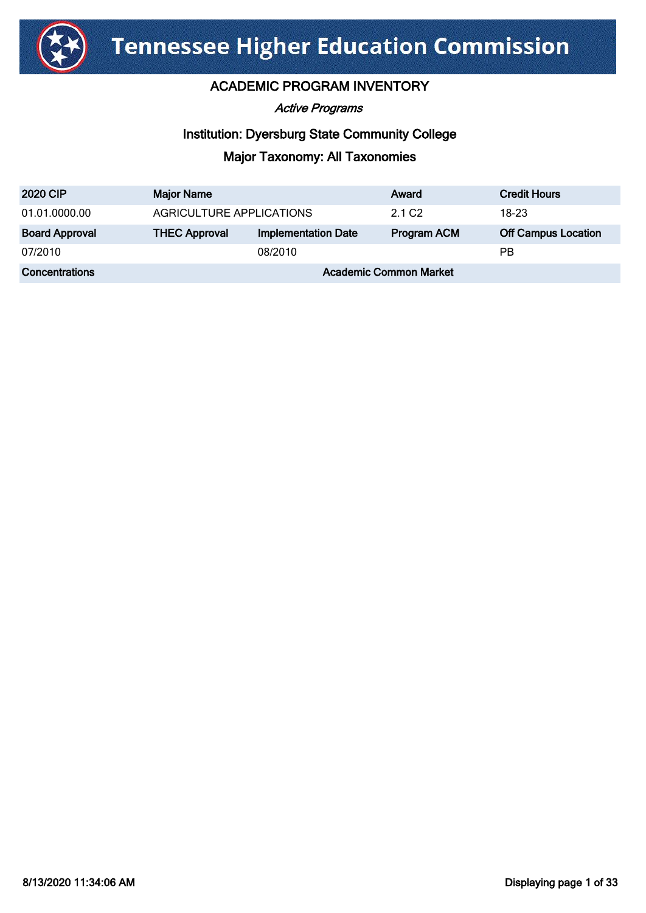# Tennessee Higher Education Commission

## ACADEMIC PROGRAM INVENTORY

*Active Programs*

### Institution: Dyersburg State Community College

### Major Taxonomy: All Taxonomies

| 2020 CIP | Major Name | | Award | Credit Hours |
|---|---|---|---|---|
| 01.01.0000.00 | AGRICULTURE APPLICATIONS | | 2.1 C2 | 18-23 |
| **Board Approval** | **THEC Approval** | **Implementation Date** | **Program ACM** | **Off Campus Location** |
| 07/2010 | | 08/2010 | | PB |
| **Concentrations** | | **Academic Common Market** | | |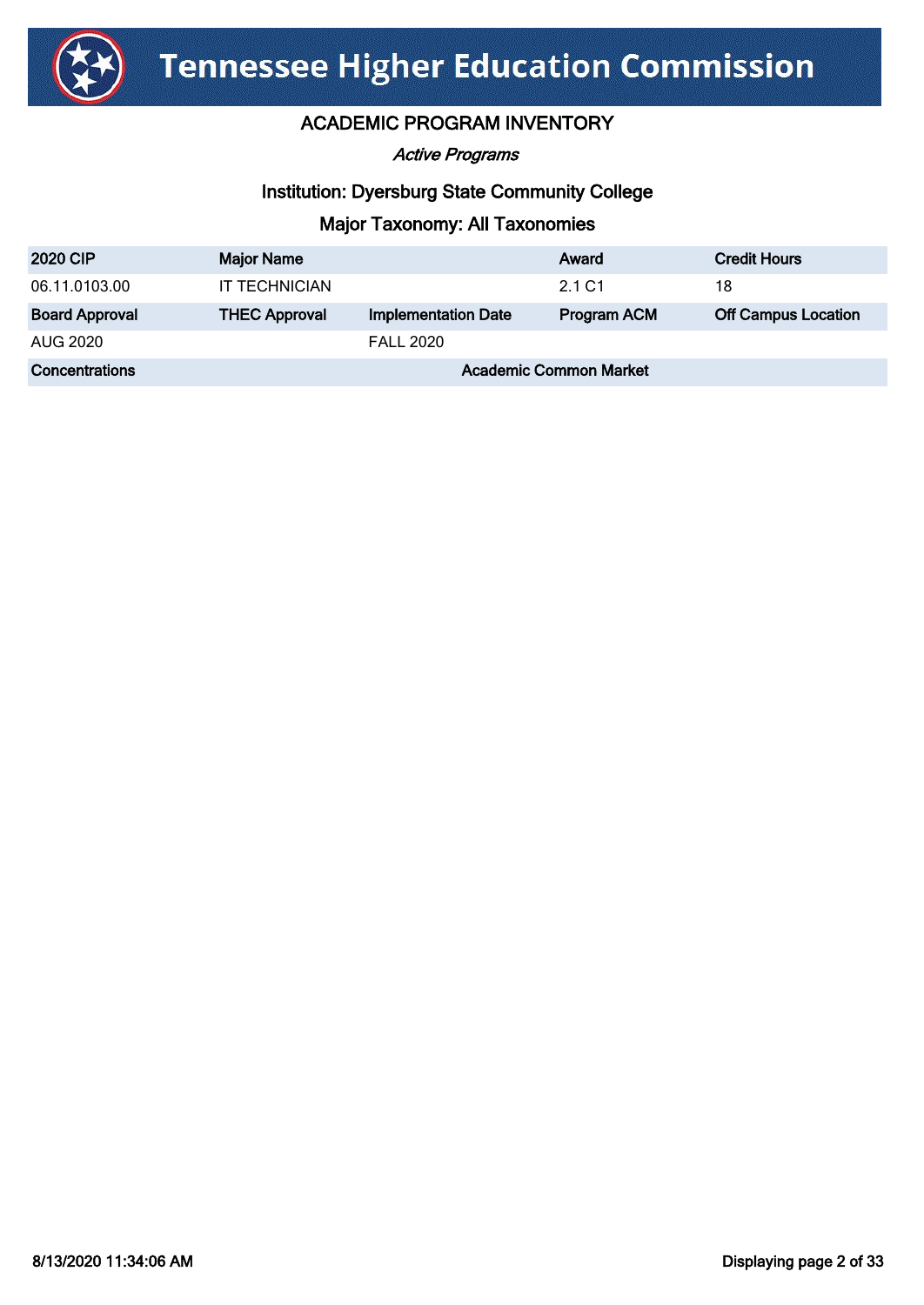# Tennessee Higher Education Commission

## ACADEMIC PROGRAM INVENTORY

*Active Programs*

### Institution: Dyersburg State Community College

### Major Taxonomy: All Taxonomies

| 2020 CIP | Major Name | | Award | Credit Hours |
|---|---|---|---|---|
| 06.11.0103.00 | IT TECHNICIAN | | 2.1 C1 | 18 |
| **Board Approval** | **THEC Approval** | **Implementation Date** | **Program ACM** | **Off Campus Location** |
| AUG 2020 | | FALL 2020 | | |
| **Concentrations** | | **Academic Common Market** | | |

8/13/2020 11:34:06 AM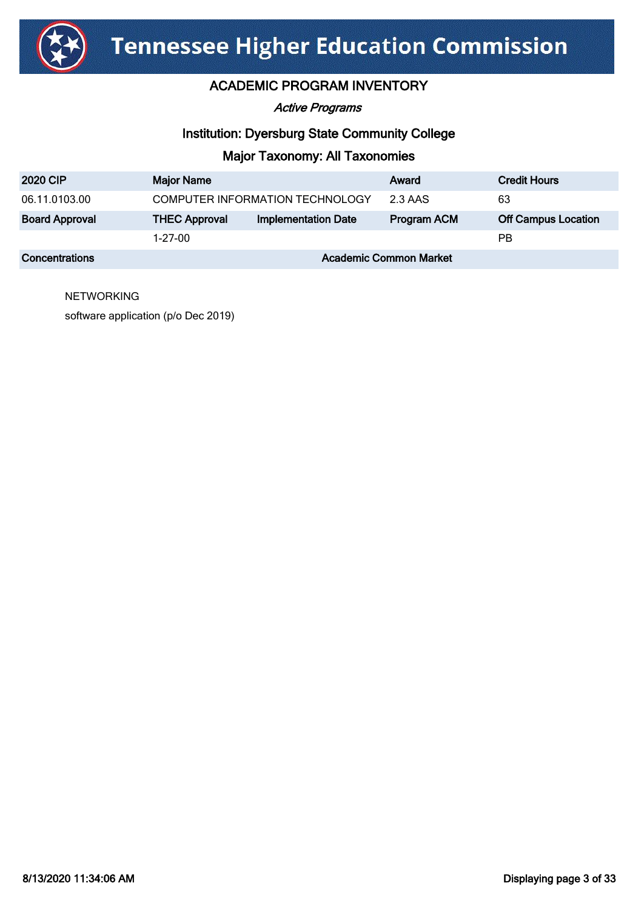# Tennessee Higher Education Commission

## ACADEMIC PROGRAM INVENTORY

*Active Programs*

### Institution: Dyersburg State Community College

### Major Taxonomy: All Taxonomies

| 2020 CIP | Major Name | | Award | Credit Hours |
|---|---|---|---|---|
| 06.11.0103.00 | COMPUTER INFORMATION TECHNOLOGY | | 2.3 AAS | 63 |
| **Board Approval** | **THEC Approval** | **Implementation Date** | **Program ACM** | **Off Campus Location** |
| | 1-27-00 | | | PB |
| **Concentrations** | | **Academic Common Market** | | |

NETWORKING

software application (p/o Dec 2019)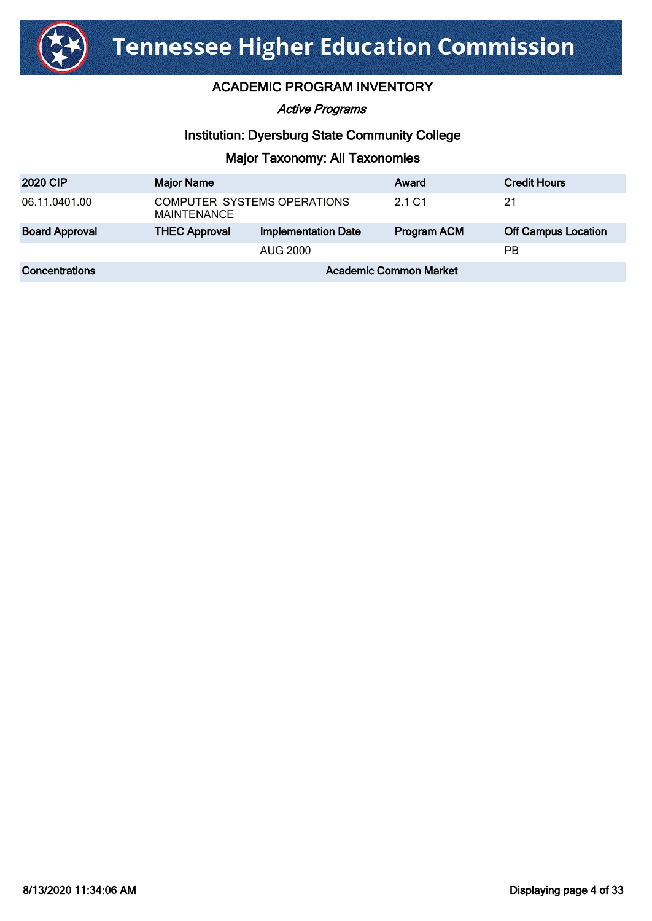# Tennessee Higher Education Commission

## ACADEMIC PROGRAM INVENTORY

*Active Programs*

### Institution: Dyersburg State Community College

### Major Taxonomy: All Taxonomies

| 2020 CIP | Major Name | | Award | Credit Hours |
|---|---|---|---|---|
| 06.11.0401.00 | COMPUTER SYSTEMS OPERATIONS MAINTENANCE | | 2.1 C1 | 21 |
| **Board Approval** | **THEC Approval** | **Implementation Date** | **Program ACM** | **Off Campus Location** |
| | | AUG 2000 | | PB |
| **Concentrations** | | **Academic Common Market** | | |

8/13/2020 11:34:06 AM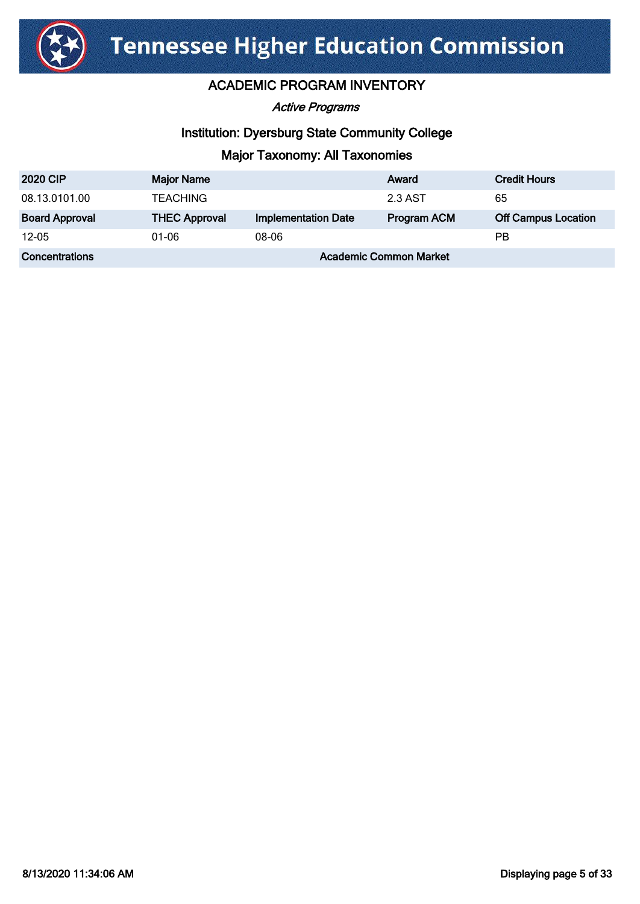# Tennessee Higher Education Commission

## ACADEMIC PROGRAM INVENTORY

*Active Programs*

### Institution: Dyersburg State Community College

### Major Taxonomy: All Taxonomies

| 2020 CIP | Major Name | | Award | Credit Hours |
|---|---|---|---|---|
| 08.13.0101.00 | TEACHING | | 2.3 AST | 65 |
| **Board Approval** | **THEC Approval** | **Implementation Date** | **Program ACM** | **Off Campus Location** |
| 12-05 | 01-06 | 08-06 | | PB |
| **Concentrations** | | **Academic Common Market** | | |

8/13/2020 11:34:06 AM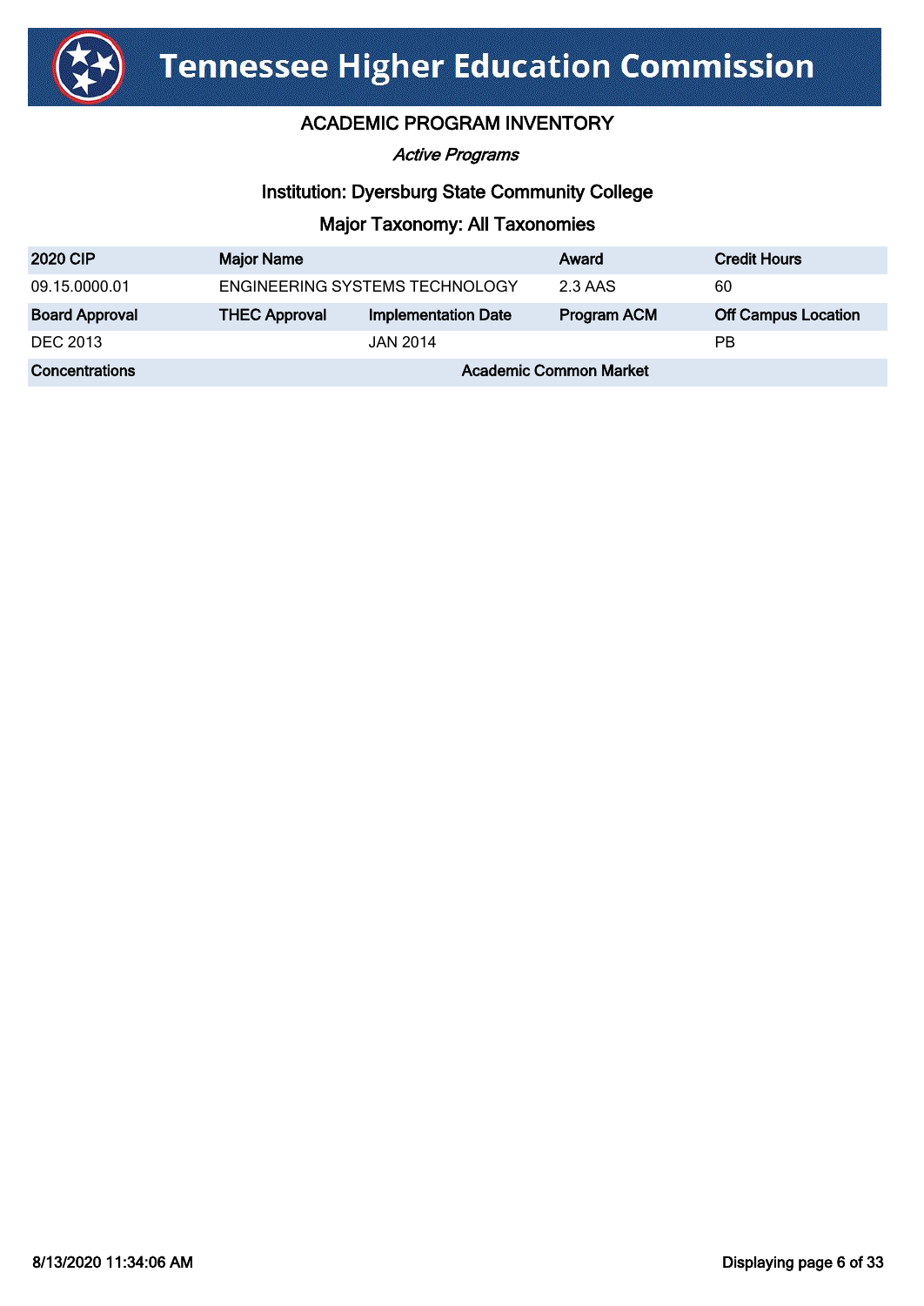# Tennessee Higher Education Commission

## ACADEMIC PROGRAM INVENTORY

*Active Programs*

### Institution: Dyersburg State Community College

### Major Taxonomy: All Taxonomies

| 2020 CIP | Major Name | | Award | Credit Hours |
|---|---|---|---|---|
| 09.15.0000.01 | ENGINEERING SYSTEMS TECHNOLOGY | | 2.3 AAS | 60 |
| **Board Approval** | **THEC Approval** | **Implementation Date** | **Program ACM** | **Off Campus Location** |
| DEC 2013 | | JAN 2014 | | PB |
| **Concentrations** | | **Academic Common Market** | | |

8/13/2020 11:34:06 AM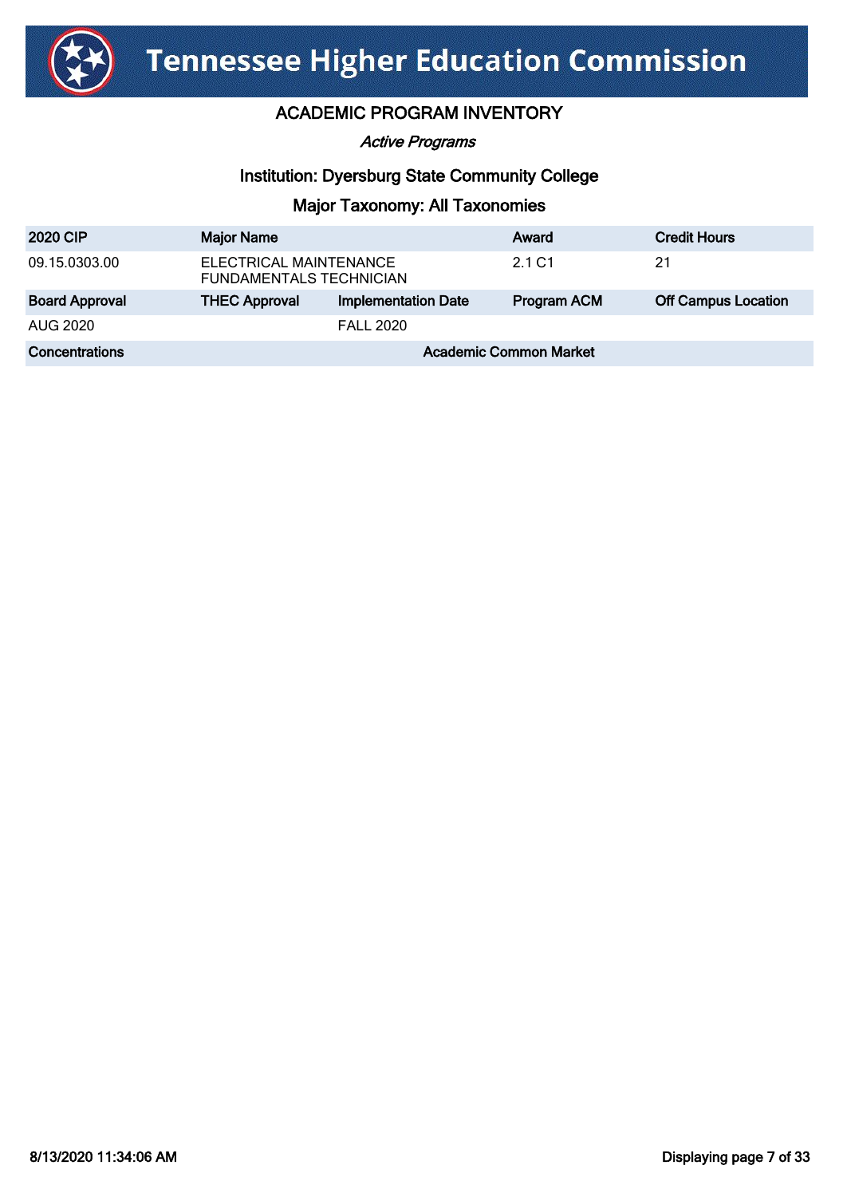# Tennessee Higher Education Commission

## ACADEMIC PROGRAM INVENTORY

*Active Programs*

### Institution: Dyersburg State Community College

### Major Taxonomy: All Taxonomies

| 2020 CIP | Major Name | | Award | Credit Hours |
|---|---|---|---|---|
| 09.15.0303.00 | ELECTRICAL MAINTENANCE FUNDAMENTALS TECHNICIAN | | 2.1 C1 | 21 |
| **Board Approval** | **THEC Approval** | **Implementation Date** | **Program ACM** | **Off Campus Location** |
| AUG 2020 | | FALL 2020 | | |
| **Concentrations** | | **Academic Common Market** | | |

8/13/2020 11:34:06 AM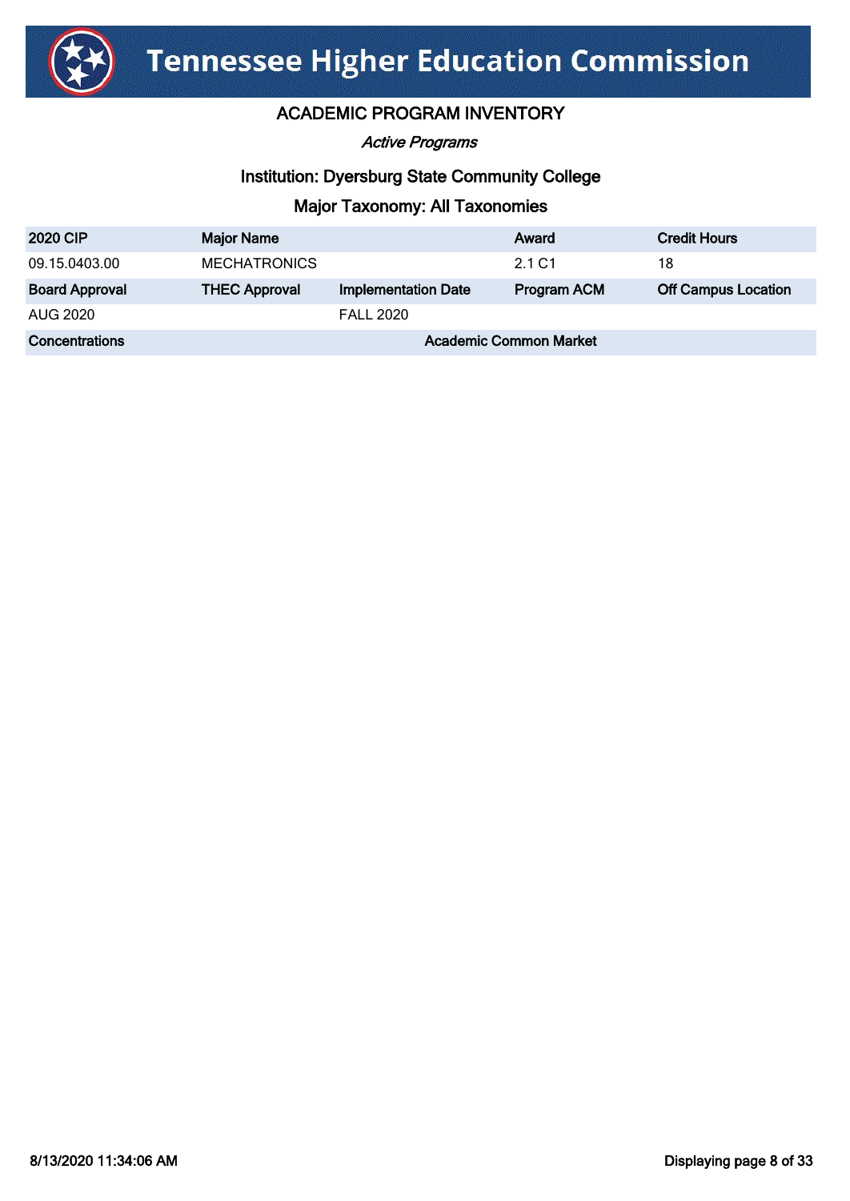# Tennessee Higher Education Commission

## ACADEMIC PROGRAM INVENTORY

*Active Programs*

### Institution: Dyersburg State Community College

### Major Taxonomy: All Taxonomies

| 2020 CIP | Major Name | | Award | Credit Hours |
|---|---|---|---|---|
| 09.15.0403.00 | MECHATRONICS | | 2.1 C1 | 18 |
| **Board Approval** | **THEC Approval** | **Implementation Date** | **Program ACM** | **Off Campus Location** |
| AUG 2020 | | FALL 2020 | | |
| **Concentrations** | | **Academic Common Market** | | |

8/13/2020 11:34:06 AM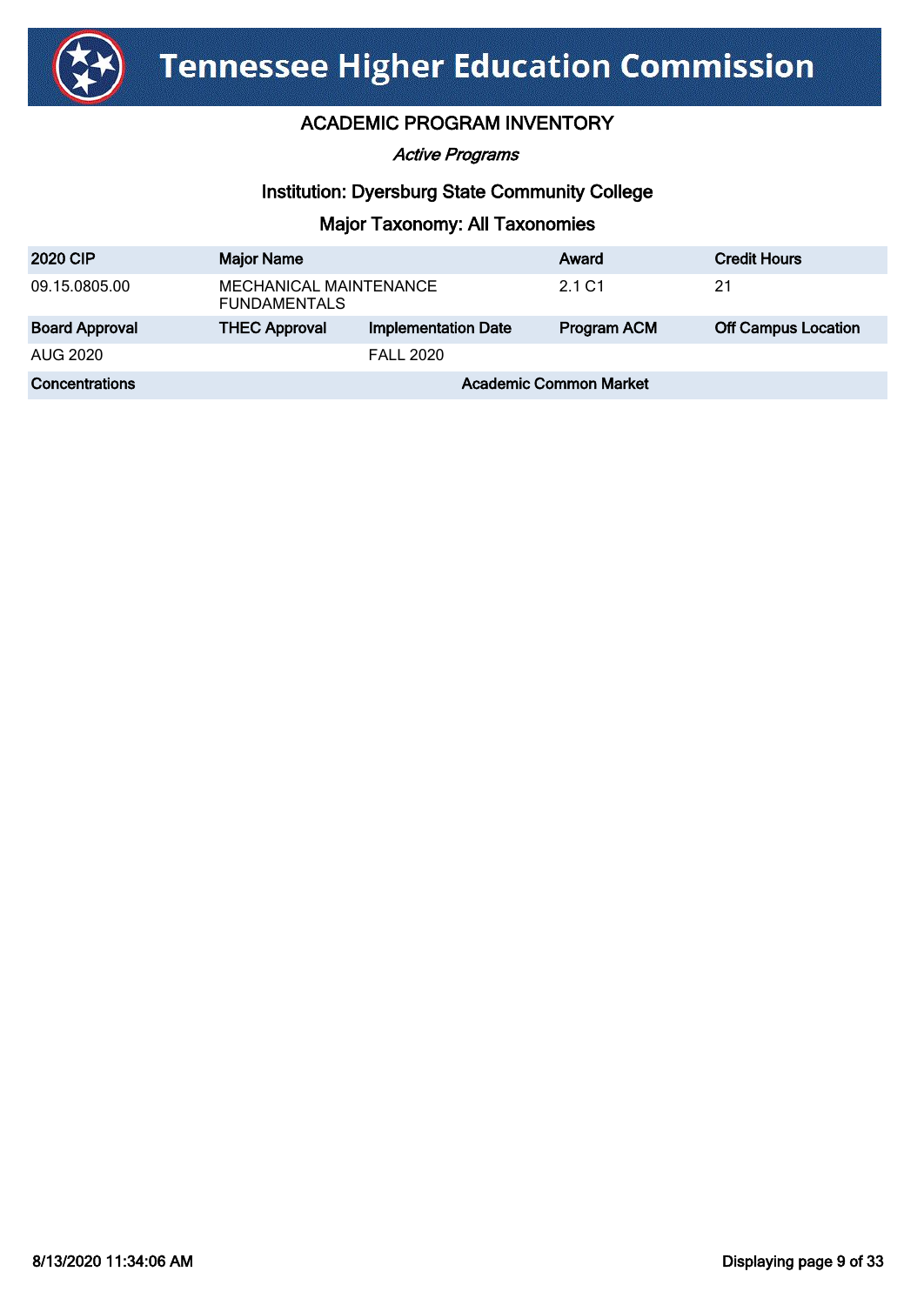# Tennessee Higher Education Commission

## ACADEMIC PROGRAM INVENTORY

*Active Programs*

### Institution: Dyersburg State Community College

### Major Taxonomy: All Taxonomies

| 2020 CIP | Major Name | | Award | Credit Hours |
|---|---|---|---|---|
| 09.15.0805.00 | MECHANICAL MAINTENANCE FUNDAMENTALS | | 2.1 C1 | 21 |
| **Board Approval** | **THEC Approval** | **Implementation Date** | **Program ACM** | **Off Campus Location** |
| AUG 2020 | | FALL 2020 | | |
| **Concentrations** | | **Academic Common Market** | | |

8/13/2020 11:34:06 AM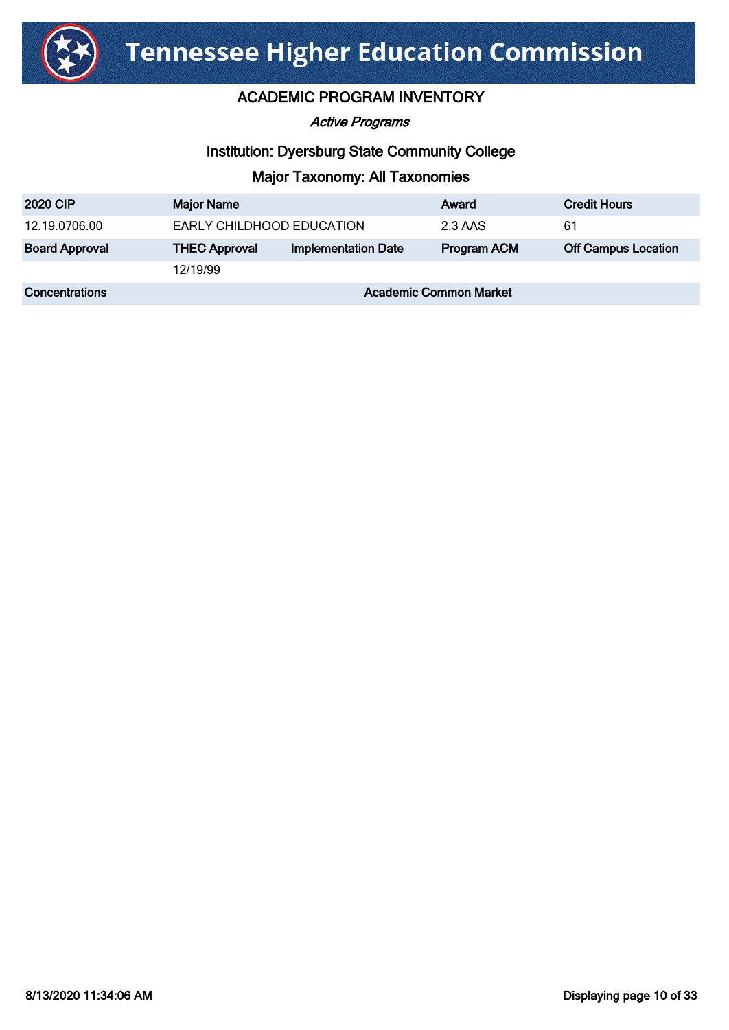# Tennessee Higher Education Commission

## ACADEMIC PROGRAM INVENTORY

*Active Programs*

### Institution: Dyersburg State Community College

### Major Taxonomy: All Taxonomies

| 2020 CIP | Major Name | | Award | Credit Hours |
|---|---|---|---|---|
| 12.19.0706.00 | EARLY CHILDHOOD EDUCATION | | 2.3 AAS | 61 |
| **Board Approval** | **THEC Approval** | **Implementation Date** | **Program ACM** | **Off Campus Location** |
| | 12/19/99 | | | |
| **Concentrations** | | **Academic Common Market** | | |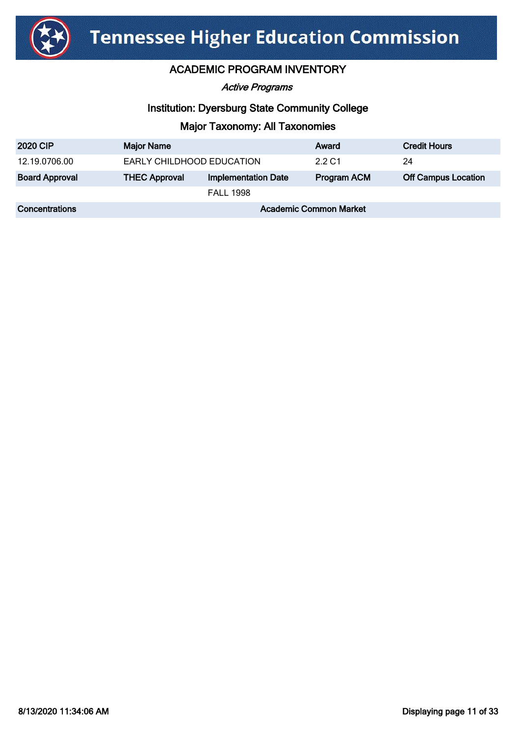# Tennessee Higher Education Commission

## ACADEMIC PROGRAM INVENTORY

*Active Programs*

### Institution: Dyersburg State Community College

### Major Taxonomy: All Taxonomies

| 2020 CIP | Major Name | | Award | Credit Hours |
|---|---|---|---|---|
| 12.19.0706.00 | EARLY CHILDHOOD EDUCATION | | 2.2 C1 | 24 |
| **Board Approval** | **THEC Approval** | **Implementation Date** | **Program ACM** | **Off Campus Location** |
| | | FALL 1998 | | |
| **Concentrations** | | **Academic Common Market** | | |

8/13/2020 11:34:06 AM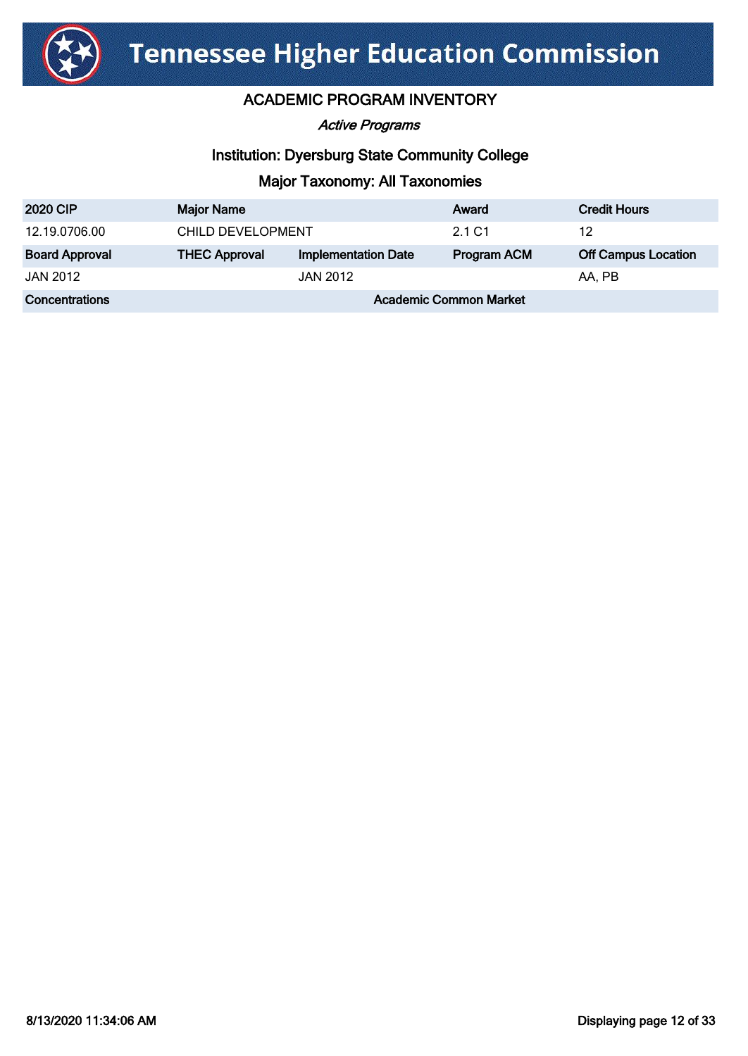# Tennessee Higher Education Commission

## ACADEMIC PROGRAM INVENTORY

*Active Programs*

### Institution: Dyersburg State Community College

### Major Taxonomy: All Taxonomies

| 2020 CIP | Major Name | | Award | Credit Hours |
|---|---|---|---|---|
| 12.19.0706.00 | CHILD DEVELOPMENT | | 2.1 C1 | 12 |
| **Board Approval** | **THEC Approval** | **Implementation Date** | **Program ACM** | **Off Campus Location** |
| JAN 2012 | | JAN 2012 | | AA, PB |
| **Concentrations** | | **Academic Common Market** | | |

8/13/2020 11:34:06 AM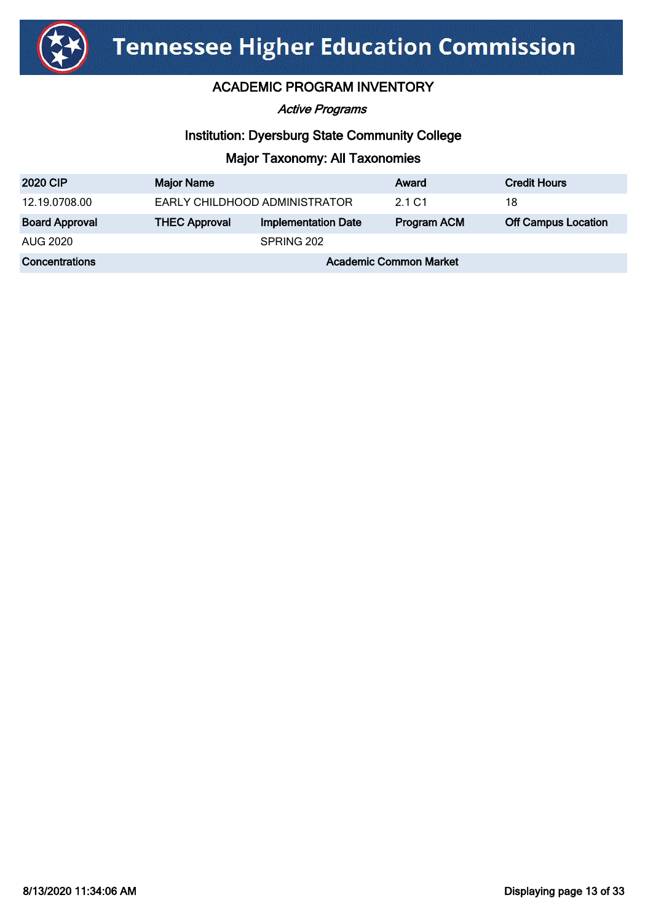# Tennessee Higher Education Commission

## ACADEMIC PROGRAM INVENTORY

*Active Programs*

### Institution: Dyersburg State Community College

### Major Taxonomy: All Taxonomies

| 2020 CIP | Major Name | | Award | Credit Hours |
|---|---|---|---|---|
| 12.19.0708.00 | EARLY CHILDHOOD ADMINISTRATOR | | 2.1 C1 | 18 |
| **Board Approval** | **THEC Approval** | **Implementation Date** | **Program ACM** | **Off Campus Location** |
| AUG 2020 | | SPRING 202 | | |
| **Concentrations** | | **Academic Common Market** | | |

8/13/2020 11:34:06 AM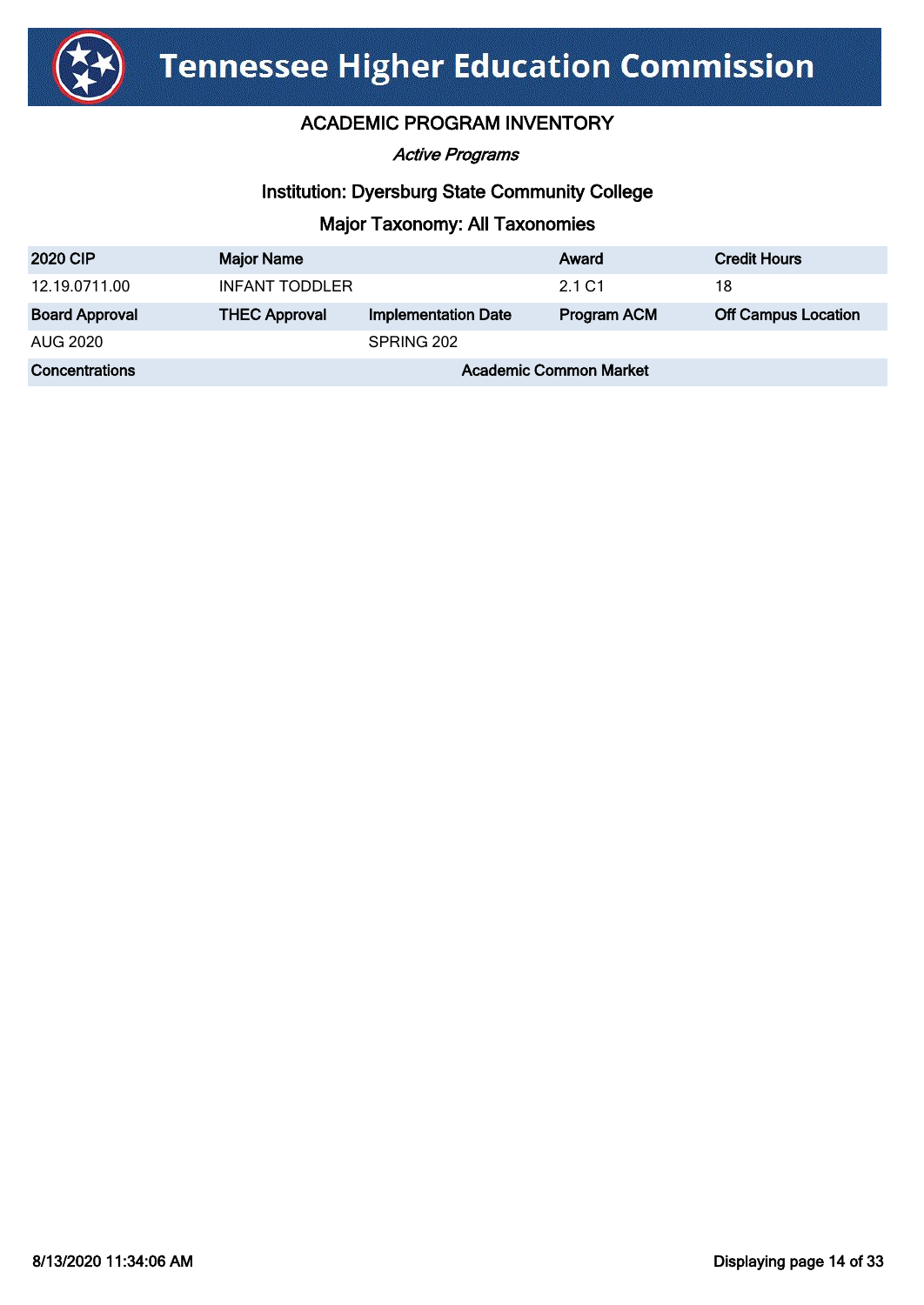# Tennessee Higher Education Commission

## ACADEMIC PROGRAM INVENTORY

*Active Programs*

### Institution: Dyersburg State Community College

### Major Taxonomy: All Taxonomies

| 2020 CIP | Major Name | | Award | Credit Hours |
|---|---|---|---|---|
| 12.19.0711.00 | INFANT TODDLER | | 2.1 C1 | 18 |
| **Board Approval** | **THEC Approval** | **Implementation Date** | **Program ACM** | **Off Campus Location** |
| AUG 2020 | | SPRING 202 | | |
| **Concentrations** | | **Academic Common Market** | | |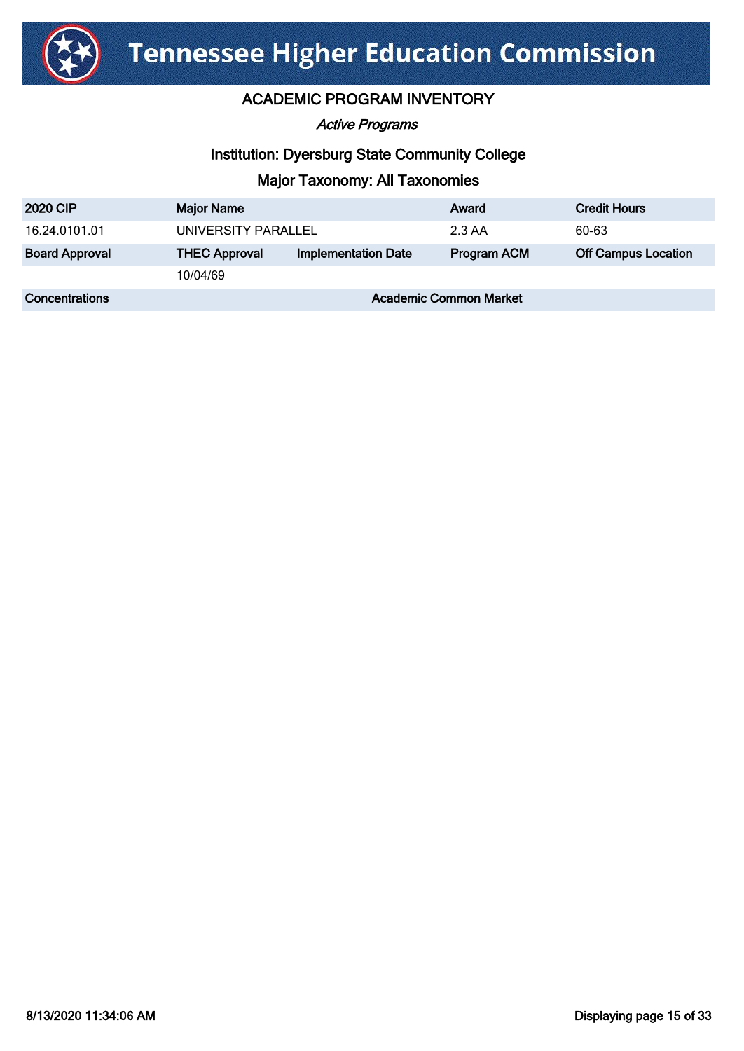# Tennessee Higher Education Commission

## ACADEMIC PROGRAM INVENTORY

*Active Programs*

### Institution: Dyersburg State Community College

### Major Taxonomy: All Taxonomies

| 2020 CIP | Major Name | | Award | Credit Hours |
|---|---|---|---|---|
| 16.24.0101.01 | UNIVERSITY PARALLEL | | 2.3 AA | 60-63 |
| **Board Approval** | **THEC Approval** | **Implementation Date** | **Program ACM** | **Off Campus Location** |
| | 10/04/69 | | | |
| **Concentrations** | | **Academic Common Market** | | |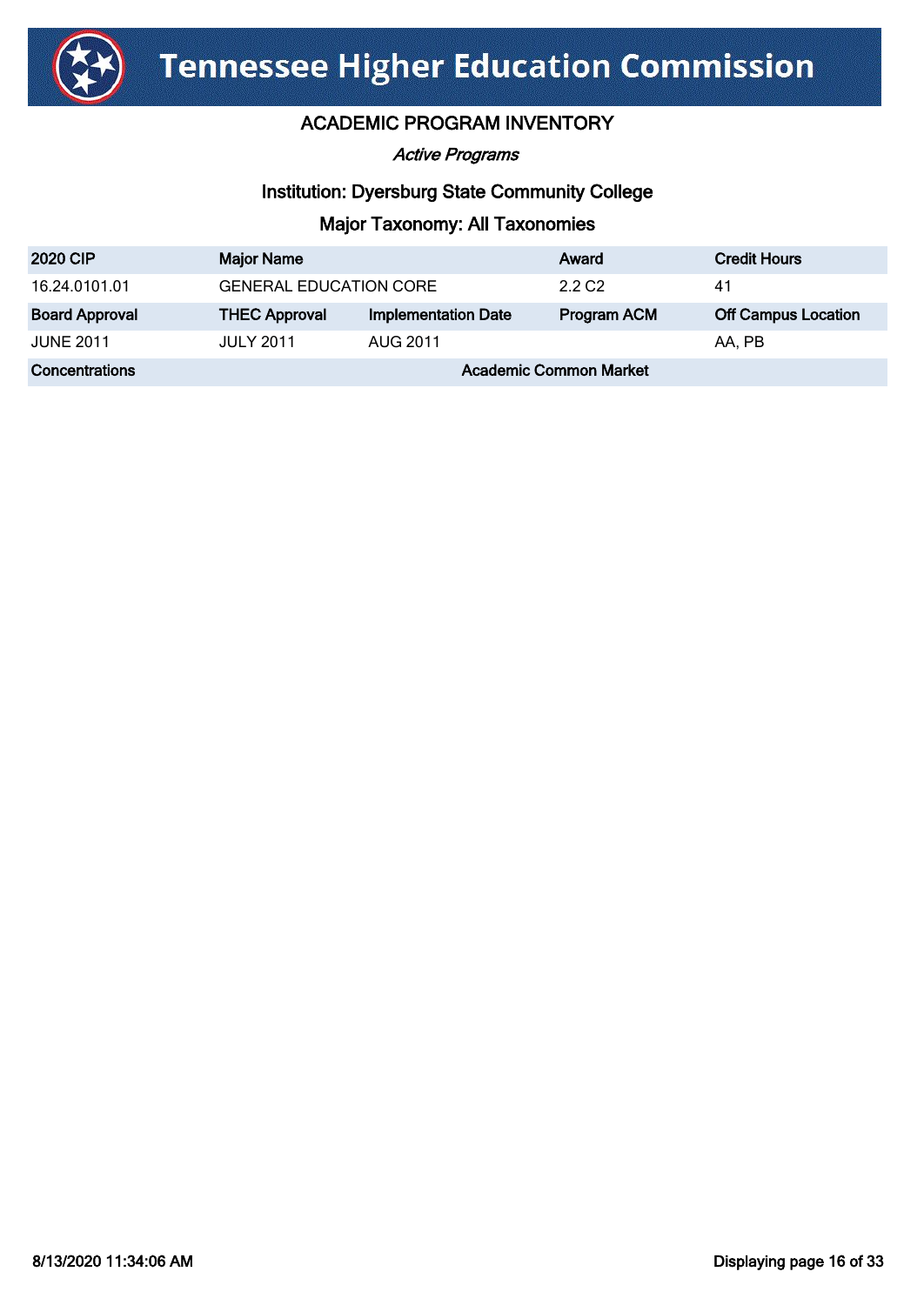# Tennessee Higher Education Commission

## ACADEMIC PROGRAM INVENTORY

*Active Programs*

### Institution: Dyersburg State Community College

### Major Taxonomy: All Taxonomies

| 2020 CIP | Major Name | | Award | Credit Hours |
|---|---|---|---|---|
| 16.24.0101.01 | GENERAL EDUCATION CORE | | 2.2 C2 | 41 |
| **Board Approval** | **THEC Approval** | **Implementation Date** | **Program ACM** | **Off Campus Location** |
| JUNE 2011 | JULY 2011 | AUG 2011 | | AA, PB |
| **Concentrations** | | | **Academic Common Market** | |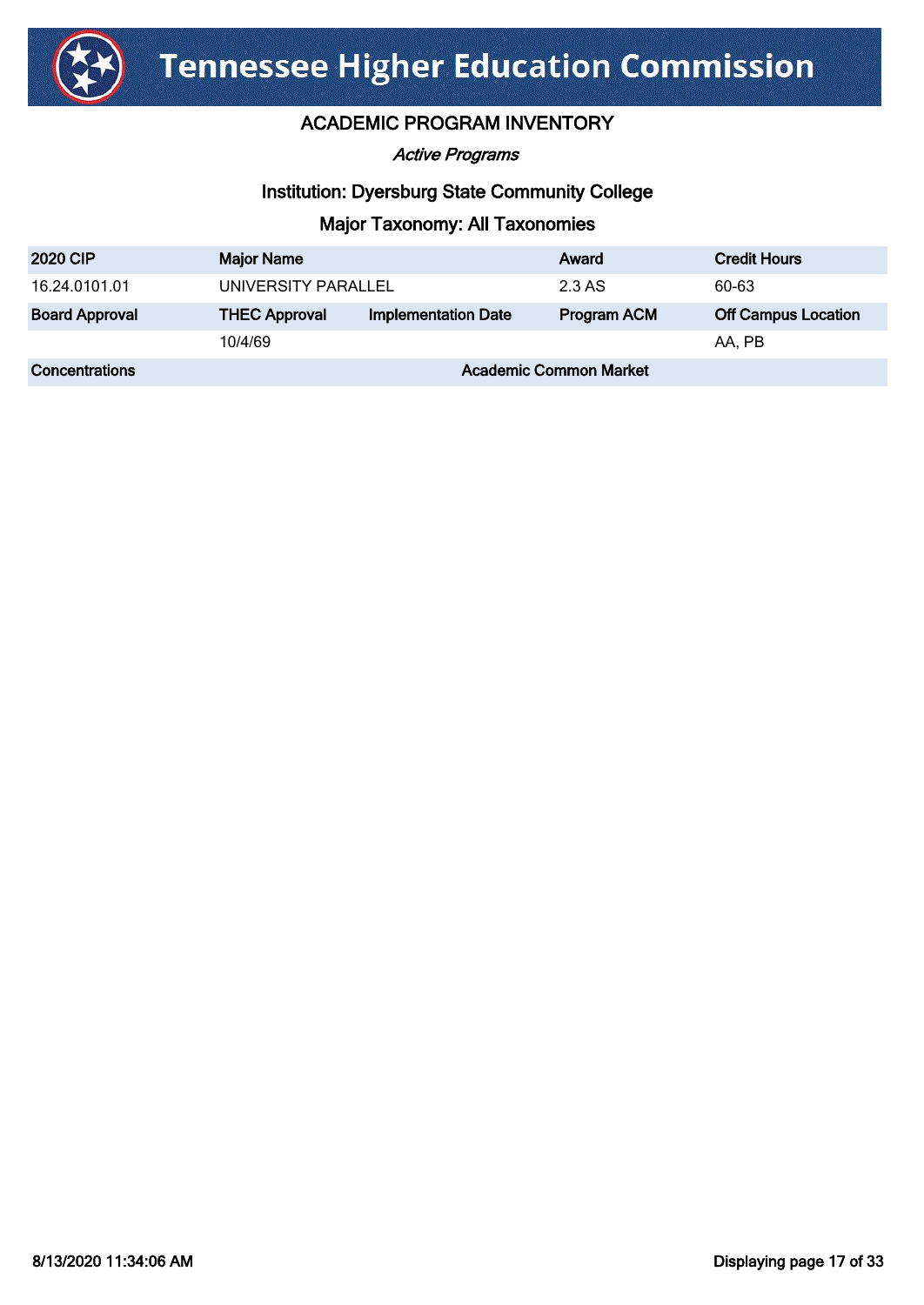# Tennessee Higher Education Commission

## ACADEMIC PROGRAM INVENTORY

*Active Programs*

### Institution: Dyersburg State Community College

### Major Taxonomy: All Taxonomies

| 2020 CIP | Major Name | | Award | Credit Hours |
|---|---|---|---|---|
| 16.24.0101.01 | UNIVERSITY PARALLEL | | 2.3 AS | 60-63 |
| **Board Approval** | **THEC Approval** | **Implementation Date** | **Program ACM** | **Off Campus Location** |
| | 10/4/69 | | | AA, PB |
| **Concentrations** | | **Academic Common Market** | | |

8/13/2020 11:34:06 AM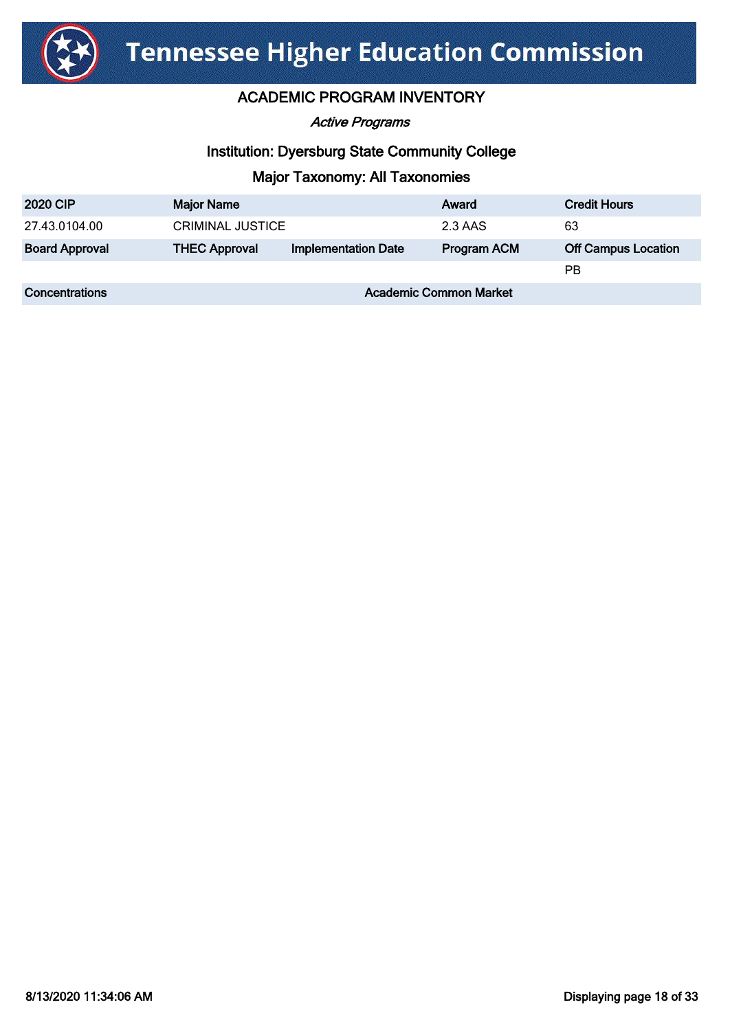# Tennessee Higher Education Commission

## ACADEMIC PROGRAM INVENTORY

*Active Programs*

### Institution: Dyersburg State Community College

### Major Taxonomy: All Taxonomies

| 2020 CIP | Major Name | | Award | Credit Hours |
|---|---|---|---|---|
| 27.43.0104.00 | CRIMINAL JUSTICE | | 2.3 AAS | 63 |
| **Board Approval** | **THEC Approval** | **Implementation Date** | **Program ACM** | **Off Campus Location** |
| | | | | PB |
| **Concentrations** | | **Academic Common Market** | | |

8/13/2020 11:34:06 AM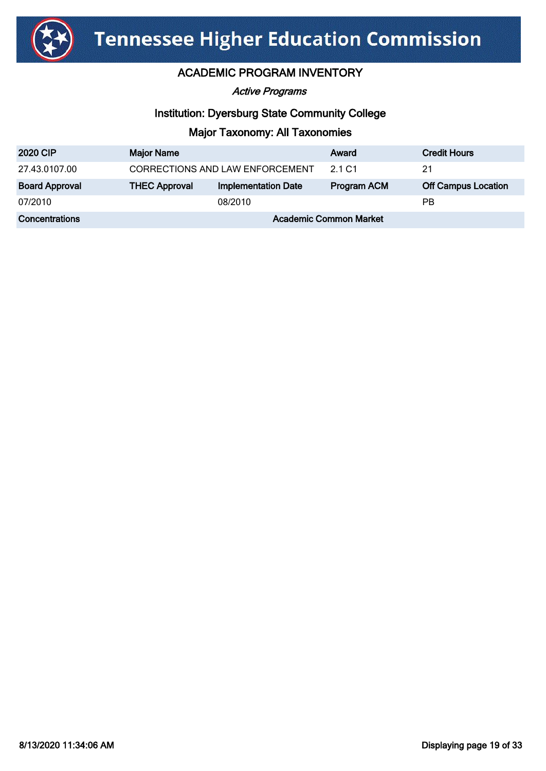# Tennessee Higher Education Commission

## ACADEMIC PROGRAM INVENTORY

*Active Programs*

### Institution: Dyersburg State Community College

### Major Taxonomy: All Taxonomies

| 2020 CIP | Major Name | | Award | Credit Hours |
|---|---|---|---|---|
| 27.43.0107.00 | CORRECTIONS AND LAW ENFORCEMENT | | 2.1 C1 | 21 |
| **Board Approval** | **THEC Approval** | **Implementation Date** | **Program ACM** | **Off Campus Location** |
| 07/2010 | | 08/2010 | | PB |
| **Concentrations** | | **Academic Common Market** | | |

8/13/2020 11:34:06 AM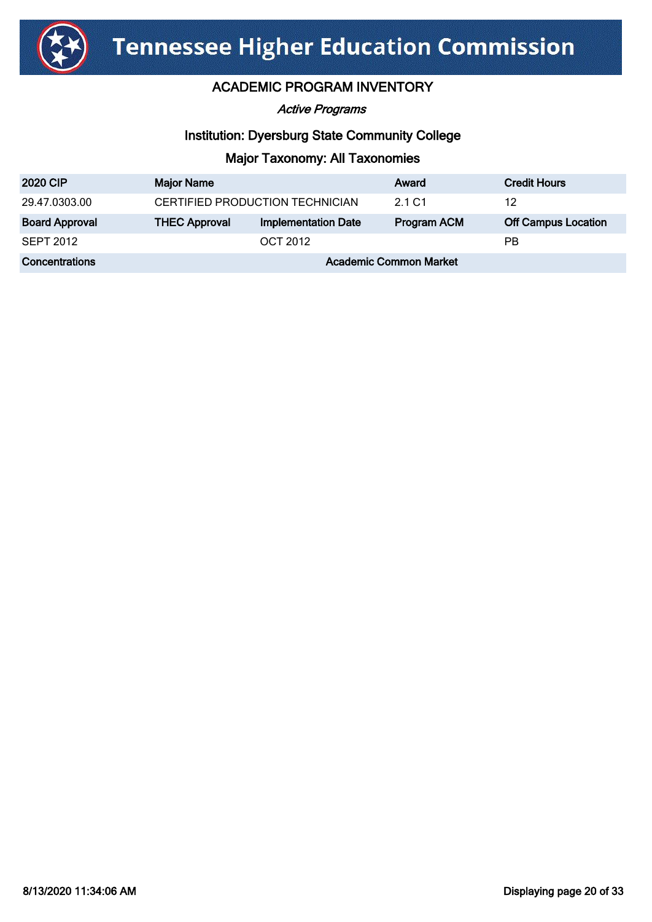# Tennessee Higher Education Commission

## ACADEMIC PROGRAM INVENTORY

*Active Programs*

### Institution: Dyersburg State Community College

### Major Taxonomy: All Taxonomies

| 2020 CIP | Major Name | | Award | Credit Hours |
|---|---|---|---|---|
| 29.47.0303.00 | CERTIFIED PRODUCTION TECHNICIAN | | 2.1 C1 | 12 |
| **Board Approval** | **THEC Approval** | **Implementation Date** | **Program ACM** | **Off Campus Location** |
| SEPT 2012 | | OCT 2012 | | PB |
| **Concentrations** | | **Academic Common Market** | | |

8/13/2020 11:34:06 AM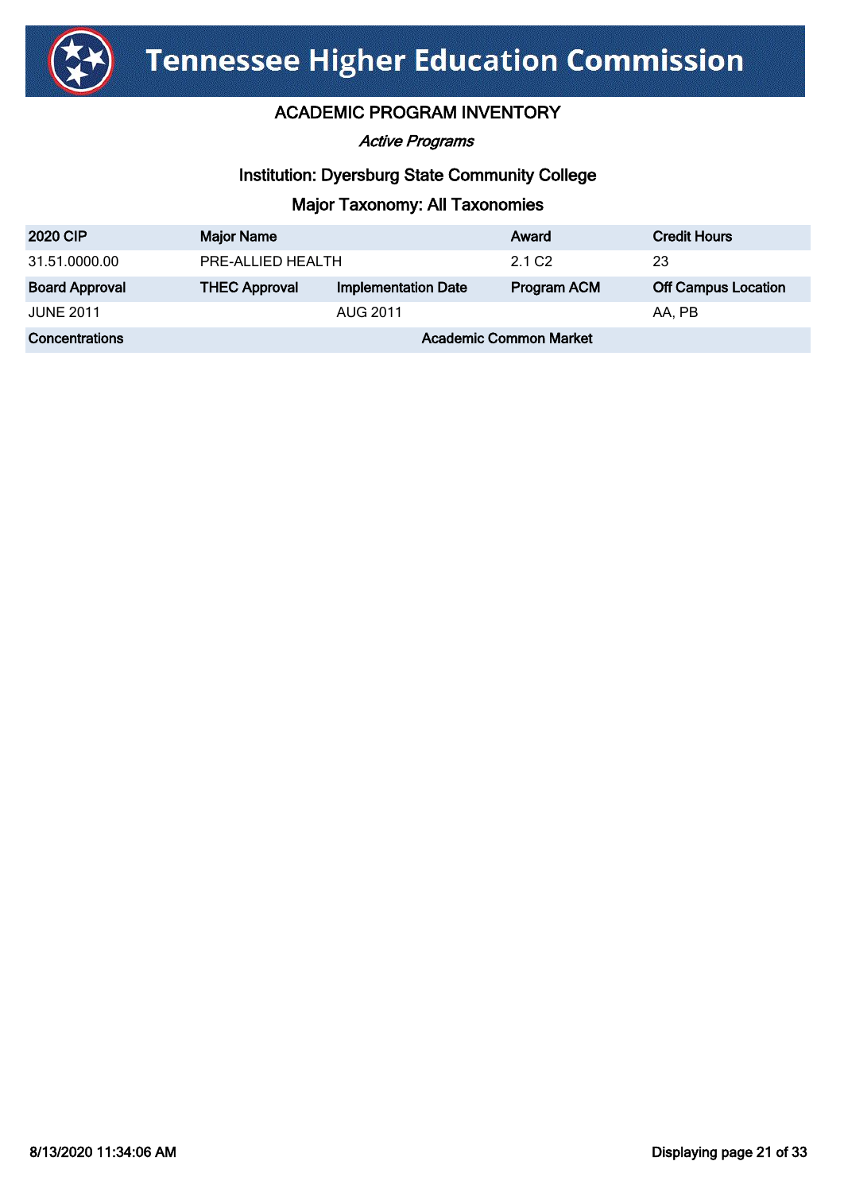# Tennessee Higher Education Commission

## ACADEMIC PROGRAM INVENTORY

*Active Programs*

### Institution: Dyersburg State Community College

### Major Taxonomy: All Taxonomies

| 2020 CIP | Major Name | | Award | Credit Hours |
|---|---|---|---|---|
| 31.51.0000.00 | PRE-ALLIED HEALTH | | 2.1 C2 | 23 |
| **Board Approval** | **THEC Approval** | **Implementation Date** | **Program ACM** | **Off Campus Location** |
| JUNE 2011 | | AUG 2011 | | AA, PB |
| **Concentrations** | | **Academic Common Market** | | |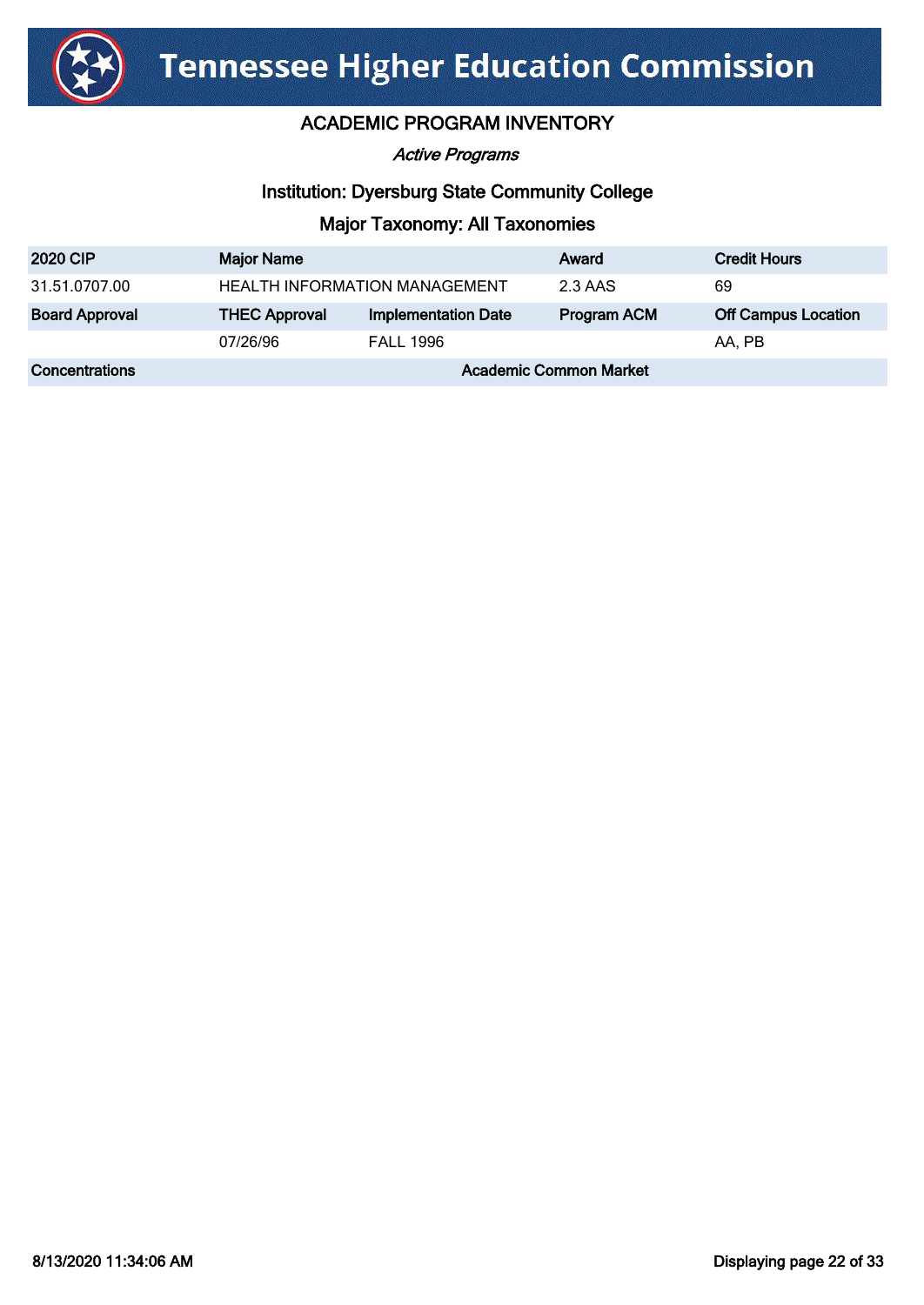# Tennessee Higher Education Commission

## ACADEMIC PROGRAM INVENTORY

*Active Programs*

### Institution: Dyersburg State Community College

### Major Taxonomy: All Taxonomies

| 2020 CIP | Major Name | | Award | Credit Hours |
|---|---|---|---|---|
| 31.51.0707.00 | HEALTH INFORMATION MANAGEMENT | | 2.3 AAS | 69 |
| **Board Approval** | **THEC Approval** | **Implementation Date** | **Program ACM** | **Off Campus Location** |
| | 07/26/96 | FALL 1996 | | AA, PB |
| **Concentrations** | | **Academic Common Market** | | |

8/13/2020 11:34:06 AM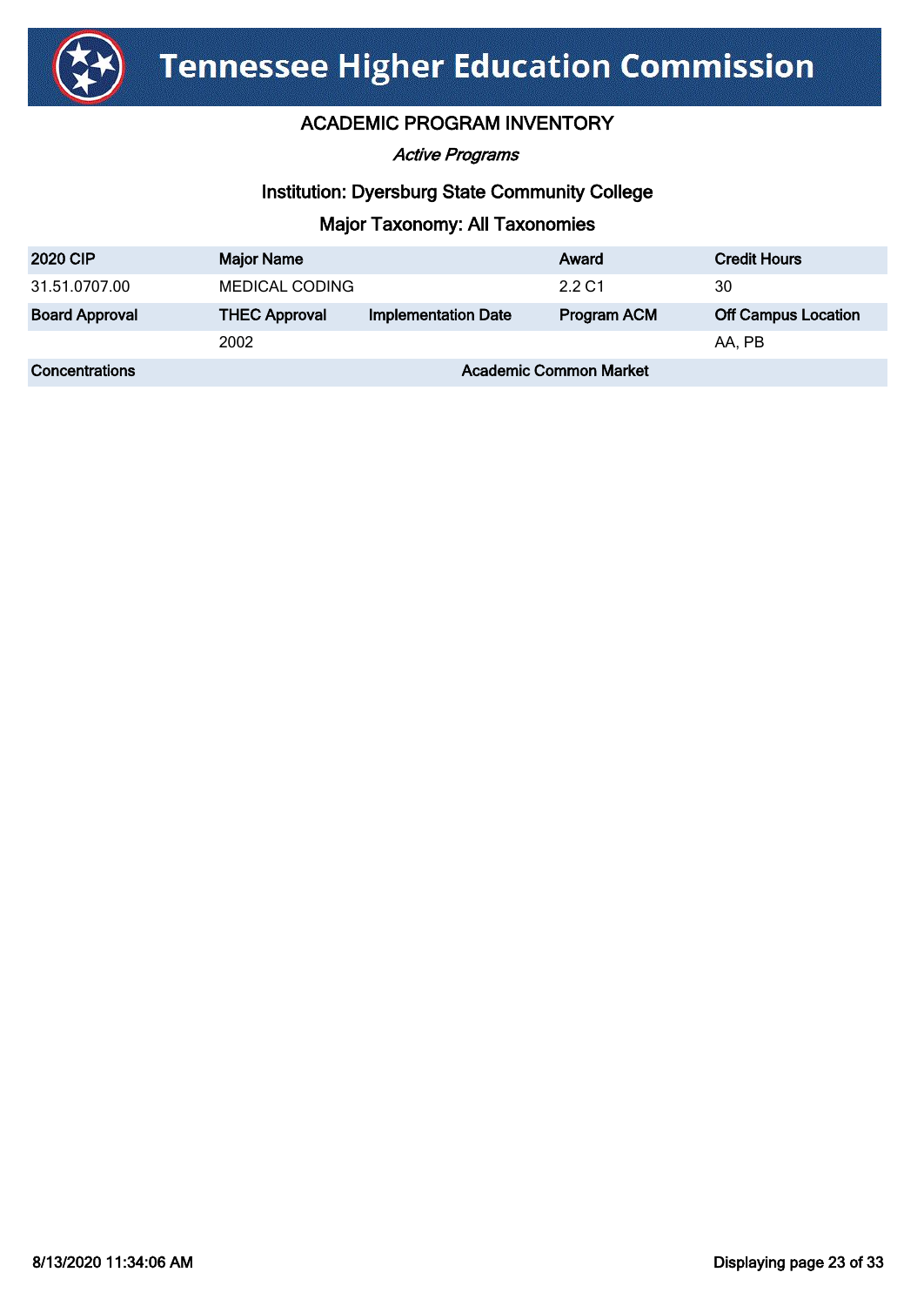# Tennessee Higher Education Commission

## ACADEMIC PROGRAM INVENTORY

*Active Programs*

### Institution: Dyersburg State Community College

### Major Taxonomy: All Taxonomies

| 2020 CIP | Major Name | | Award | Credit Hours |
|---|---|---|---|---|
| 31.51.0707.00 | MEDICAL CODING | | 2.2 C1 | 30 |
| **Board Approval** | **THEC Approval** | **Implementation Date** | **Program ACM** | **Off Campus Location** |
| | 2002 | | | AA, PB |
| **Concentrations** | | **Academic Common Market** | | |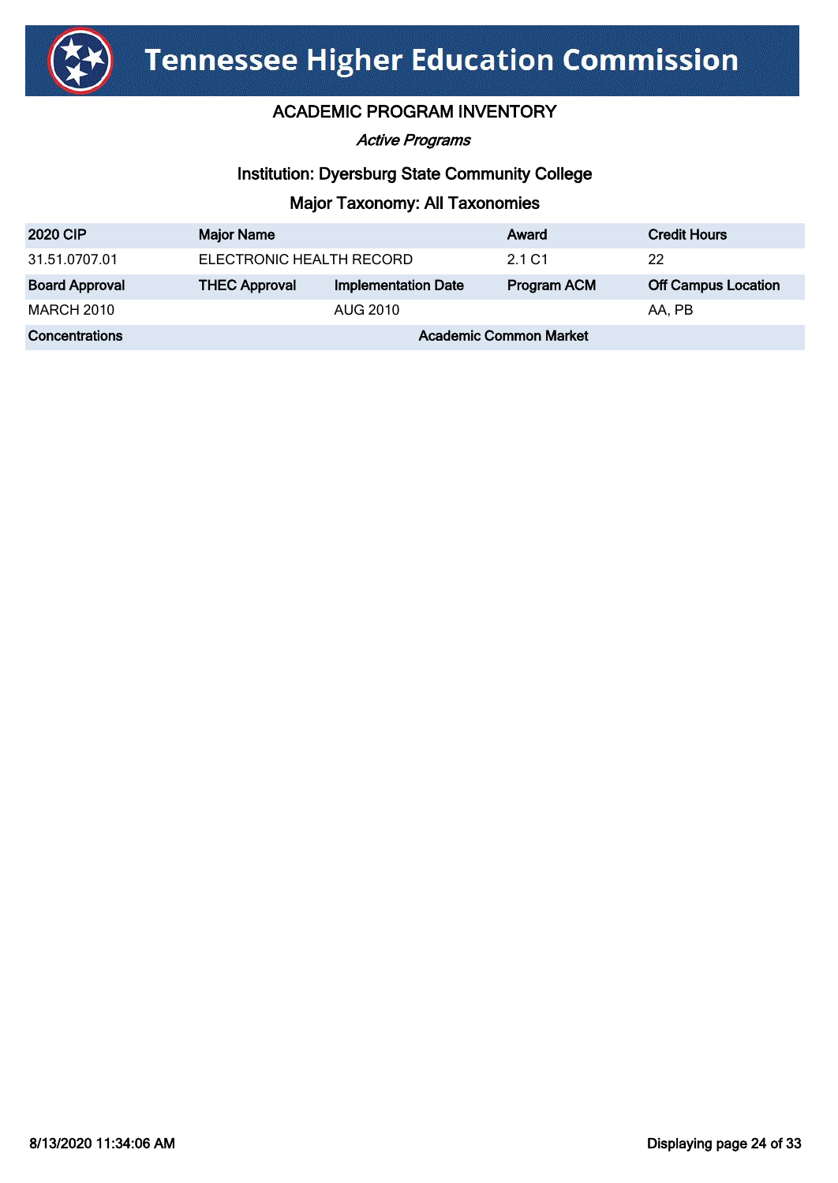# Tennessee Higher Education Commission

## ACADEMIC PROGRAM INVENTORY

*Active Programs*

### Institution: Dyersburg State Community College

### Major Taxonomy: All Taxonomies

| 2020 CIP | Major Name | | Award | Credit Hours |
|---|---|---|---|---|
| 31.51.0707.01 | ELECTRONIC HEALTH RECORD | | 2.1 C1 | 22 |
| **Board Approval** | **THEC Approval** | **Implementation Date** | **Program ACM** | **Off Campus Location** |
| MARCH 2010 | | AUG 2010 | | AA, PB |
| **Concentrations** | | **Academic Common Market** | | |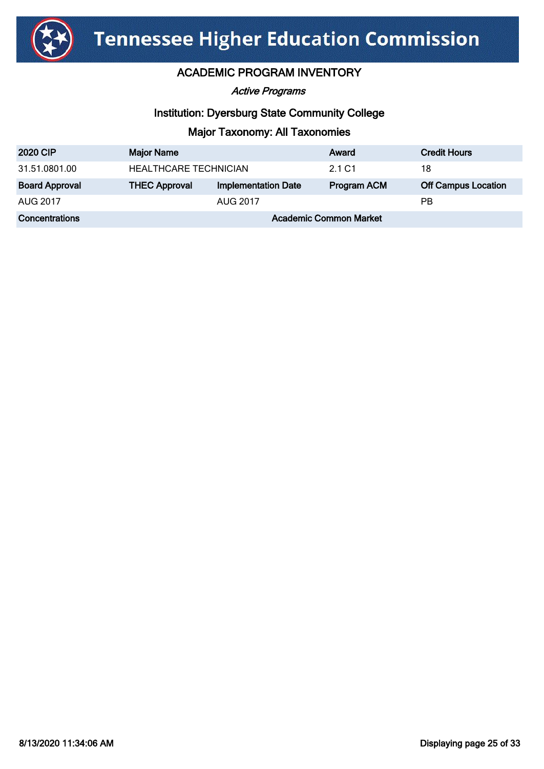# Tennessee Higher Education Commission

## ACADEMIC PROGRAM INVENTORY

*Active Programs*

### Institution: Dyersburg State Community College

### Major Taxonomy: All Taxonomies

| 2020 CIP | Major Name | | Award | Credit Hours |
|---|---|---|---|---|
| 31.51.0801.00 | HEALTHCARE TECHNICIAN | | 2.1 C1 | 18 |
| **Board Approval** | **THEC Approval** | **Implementation Date** | **Program ACM** | **Off Campus Location** |
| AUG 2017 | | AUG 2017 | | PB |
| **Concentrations** | | **Academic Common Market** | | |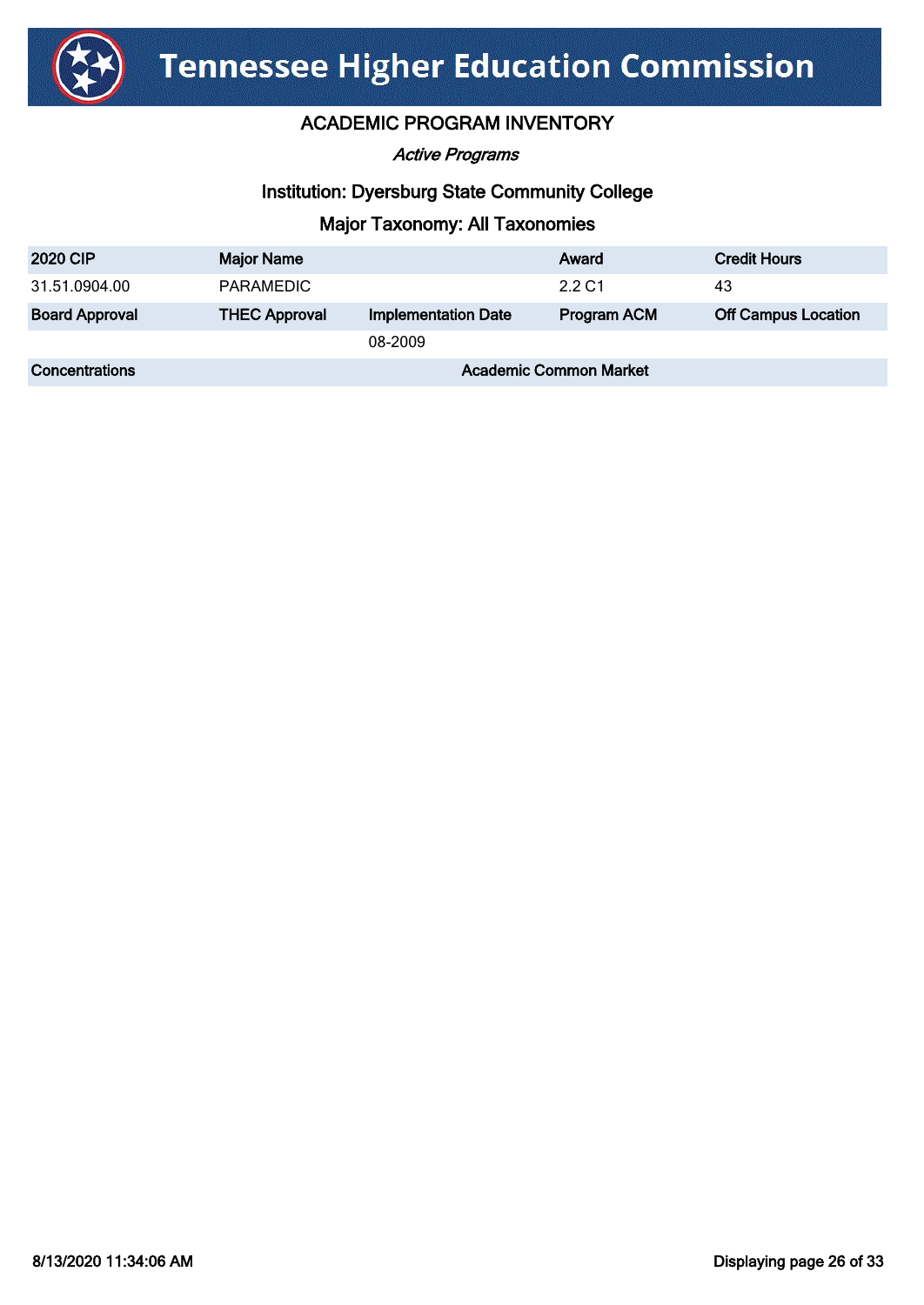# Tennessee Higher Education Commission

## ACADEMIC PROGRAM INVENTORY

*Active Programs*

### Institution: Dyersburg State Community College

### Major Taxonomy: All Taxonomies

| 2020 CIP | Major Name | | Award | Credit Hours |
|---|---|---|---|---|
| 31.51.0904.00 | PARAMEDIC | | 2.2 C1 | 43 |
| **Board Approval** | **THEC Approval** | **Implementation Date** | **Program ACM** | **Off Campus Location** |
| | | 08-2009 | | |
| **Concentrations** | | **Academic Common Market** | | |

8/13/2020 11:34:06 AM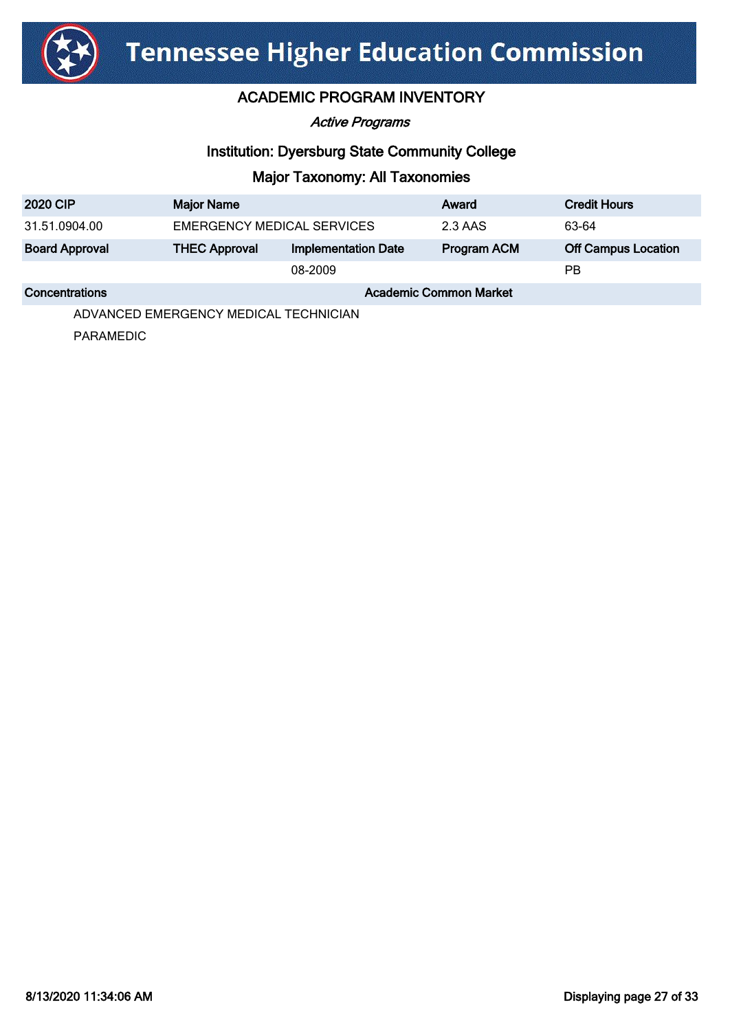# Tennessee Higher Education Commission

## ACADEMIC PROGRAM INVENTORY

*Active Programs*

### Institution: Dyersburg State Community College

### Major Taxonomy: All Taxonomies

| 2020 CIP | Major Name | | Award | Credit Hours |
|---|---|---|---|---|
| 31.51.0904.00 | EMERGENCY MEDICAL SERVICES | | 2.3 AAS | 63-64 |
| **Board Approval** | **THEC Approval** | **Implementation Date** | **Program ACM** | **Off Campus Location** |
| | | 08-2009 | | PB |

| Concentrations | Academic Common Market |
|---|---|
| ADVANCED EMERGENCY MEDICAL TECHNICIAN | |
| PARAMEDIC | |

8/13/2020 11:34:06 AM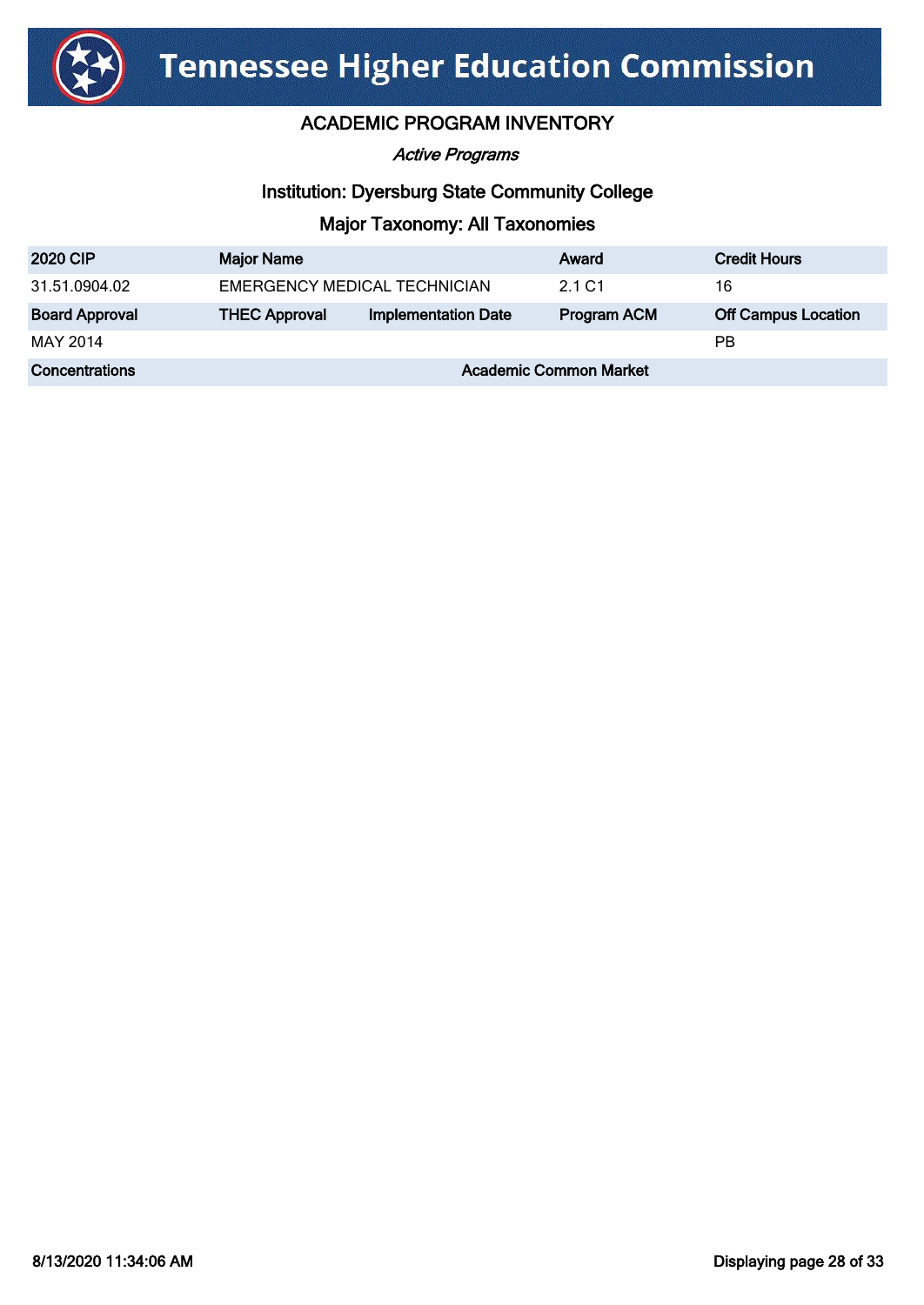# Tennessee Higher Education Commission

## ACADEMIC PROGRAM INVENTORY

*Active Programs*

### Institution: Dyersburg State Community College

### Major Taxonomy: All Taxonomies

| 2020 CIP | Major Name | | Award | Credit Hours |
|---|---|---|---|---|
| 31.51.0904.02 | EMERGENCY MEDICAL TECHNICIAN | | 2.1 C1 | 16 |
| **Board Approval** | **THEC Approval** | **Implementation Date** | **Program ACM** | **Off Campus Location** |
| MAY 2014 | | | | PB |
| **Concentrations** | | **Academic Common Market** | | |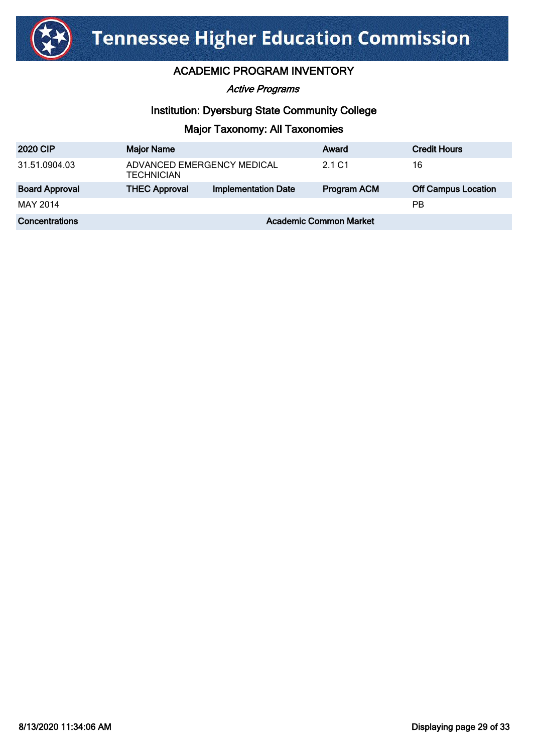# Tennessee Higher Education Commission

## ACADEMIC PROGRAM INVENTORY

*Active Programs*

### Institution: Dyersburg State Community College

### Major Taxonomy: All Taxonomies

| 2020 CIP | Major Name | | Award | Credit Hours |
|---|---|---|---|---|
| 31.51.0904.03 | ADVANCED EMERGENCY MEDICAL TECHNICIAN | | 2.1 C1 | 16 |
| **Board Approval** | **THEC Approval** | **Implementation Date** | **Program ACM** | **Off Campus Location** |
| MAY 2014 | | | | PB |
| **Concentrations** | | **Academic Common Market** | | |

8/13/2020 11:34:06 AM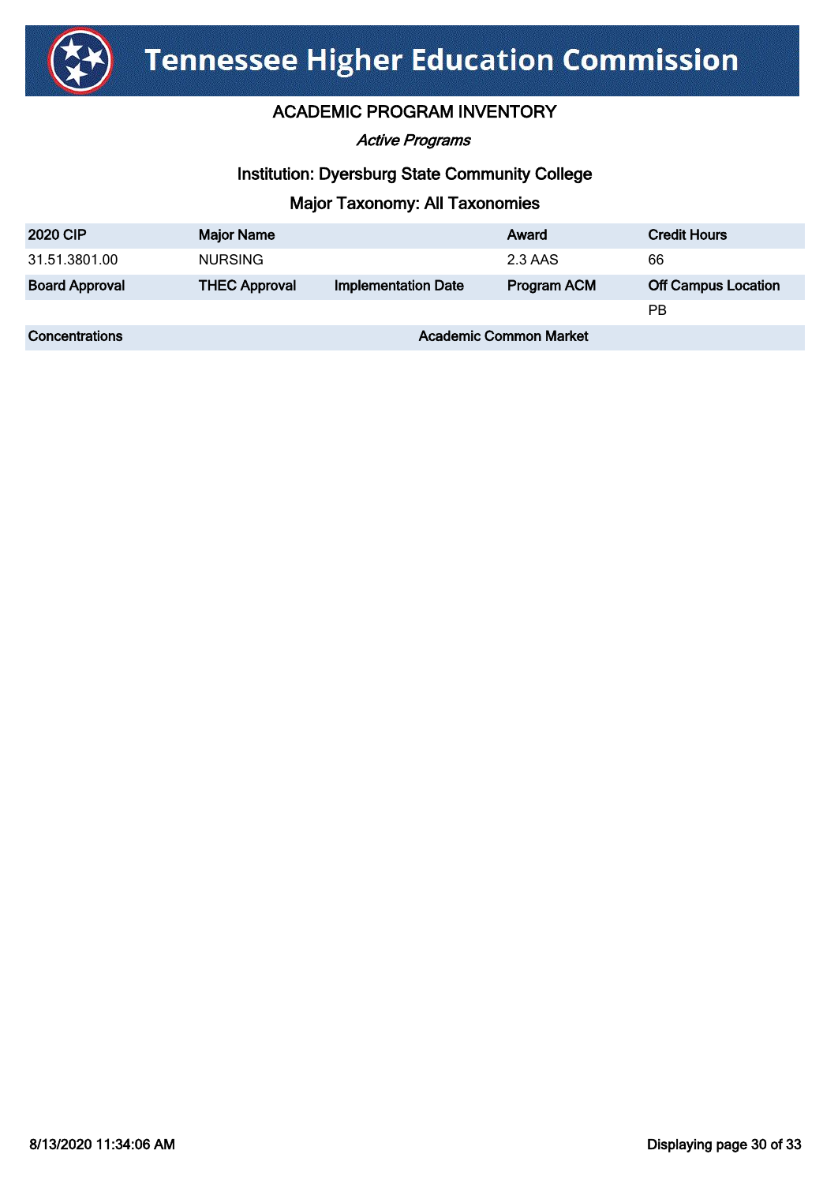# Tennessee Higher Education Commission

## ACADEMIC PROGRAM INVENTORY

*Active Programs*

### Institution: Dyersburg State Community College

### Major Taxonomy: All Taxonomies

| 2020 CIP | Major Name | | Award | Credit Hours |
|---|---|---|---|---|
| 31.51.3801.00 | NURSING | | 2.3 AAS | 66 |
| **Board Approval** | **THEC Approval** | **Implementation Date** | **Program ACM** | **Off Campus Location** |
| | | | | PB |
| **Concentrations** | | **Academic Common Market** | | |

8/13/2020 11:34:06 AM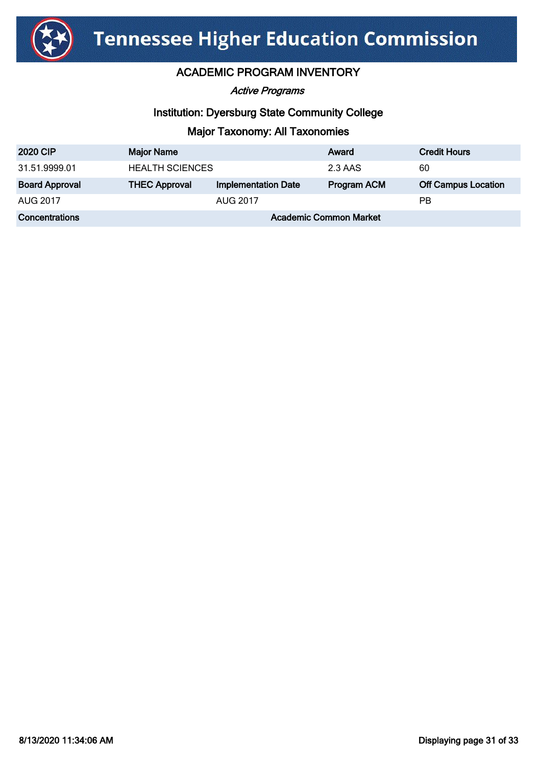# Tennessee Higher Education Commission

## ACADEMIC PROGRAM INVENTORY

*Active Programs*

### Institution: Dyersburg State Community College

### Major Taxonomy: All Taxonomies

| 2020 CIP | Major Name | | Award | Credit Hours |
|---|---|---|---|---|
| 31.51.9999.01 | HEALTH SCIENCES | | 2.3 AAS | 60 |
| **Board Approval** | **THEC Approval** | **Implementation Date** | **Program ACM** | **Off Campus Location** |
| AUG 2017 | | AUG 2017 | | PB |
| **Concentrations** | | **Academic Common Market** | | |

8/13/2020 11:34:06 AM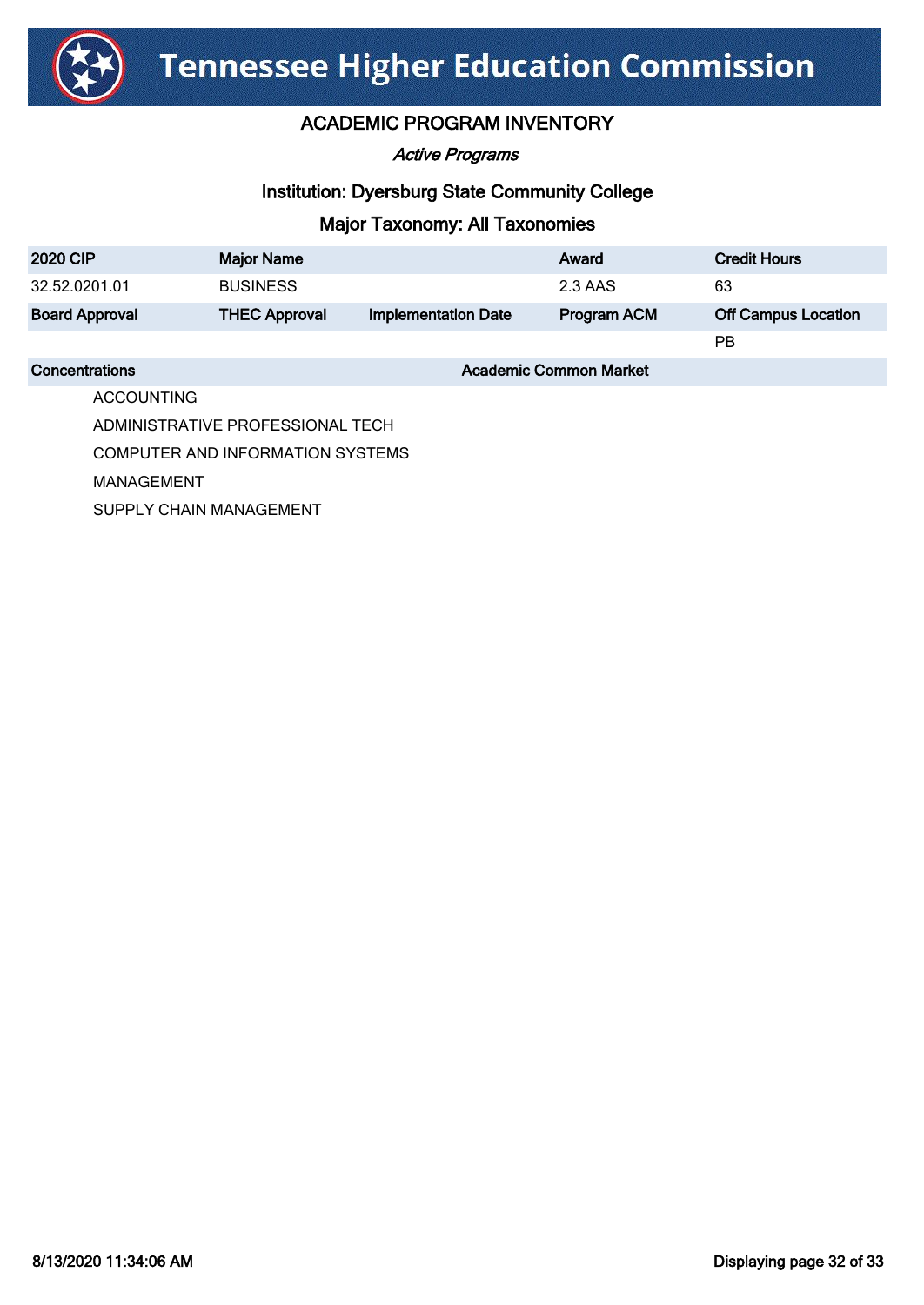# Tennessee Higher Education Commission

## ACADEMIC PROGRAM INVENTORY

*Active Programs*

### Institution: Dyersburg State Community College

### Major Taxonomy: All Taxonomies

| 2020 CIP | Major Name | | Award | Credit Hours |
|---|---|---|---|---|
| 32.52.0201.01 | BUSINESS | | 2.3 AAS | 63 |
| **Board Approval** | **THEC Approval** | **Implementation Date** | **Program ACM** | **Off Campus Location** |
| | | | | PB |

| Concentrations | Academic Common Market |
|---|---|
| ACCOUNTING | |
| ADMINISTRATIVE PROFESSIONAL TECH | |
| COMPUTER AND INFORMATION SYSTEMS | |
| MANAGEMENT | |
| SUPPLY CHAIN MANAGEMENT | |

8/13/2020 11:34:06 AM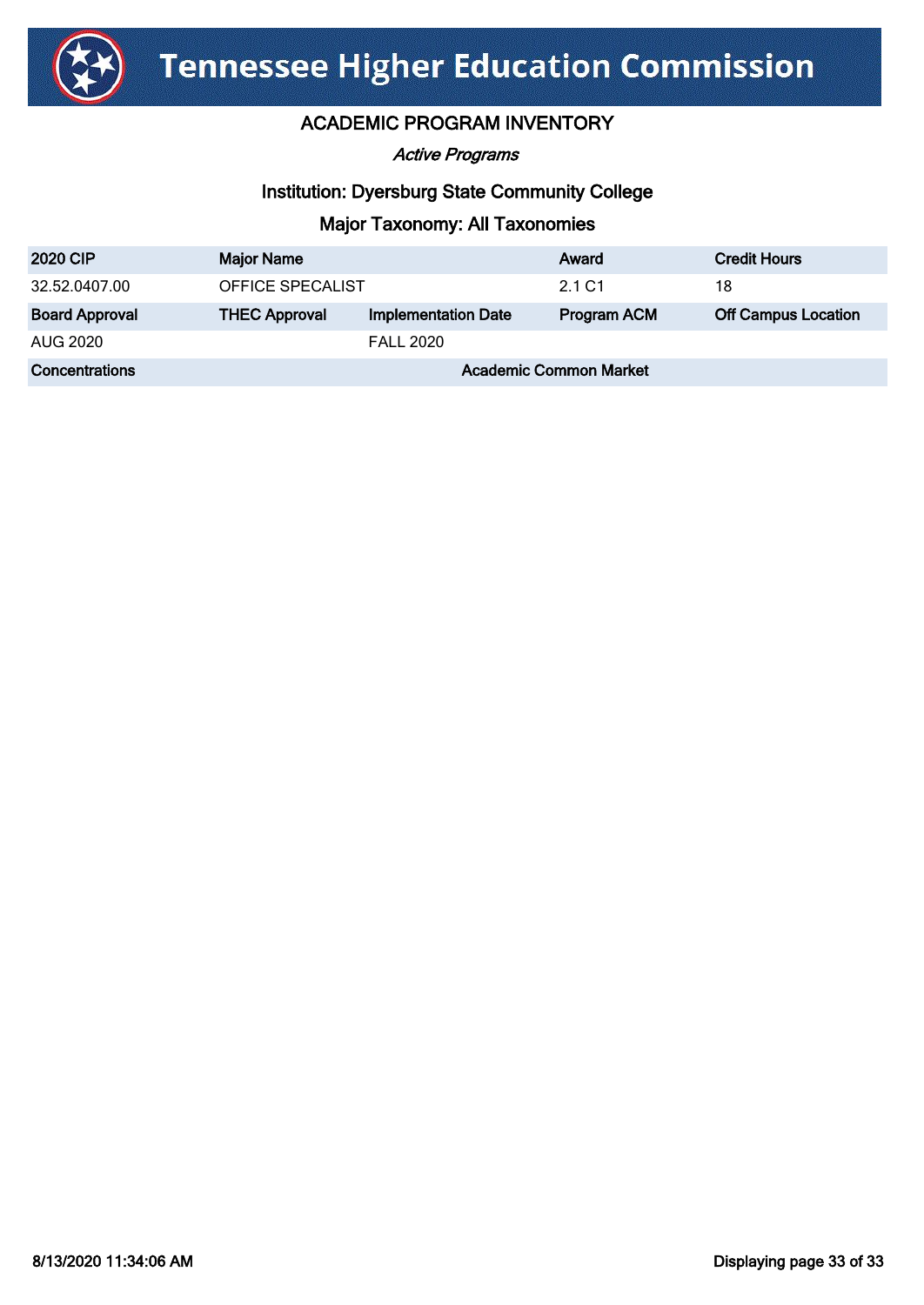# Tennessee Higher Education Commission

## ACADEMIC PROGRAM INVENTORY

*Active Programs*

### Institution: Dyersburg State Community College

### Major Taxonomy: All Taxonomies

| 2020 CIP | Major Name | | Award | Credit Hours |
|---|---|---|---|---|
| 32.52.0407.00 | OFFICE SPECALIST | | 2.1 C1 | 18 |
| **Board Approval** | **THEC Approval** | **Implementation Date** | **Program ACM** | **Off Campus Location** |
| AUG 2020 | | FALL 2020 | | |
| **Concentrations** | | **Academic Common Market** | | |

8/13/2020 11:34:06 AM